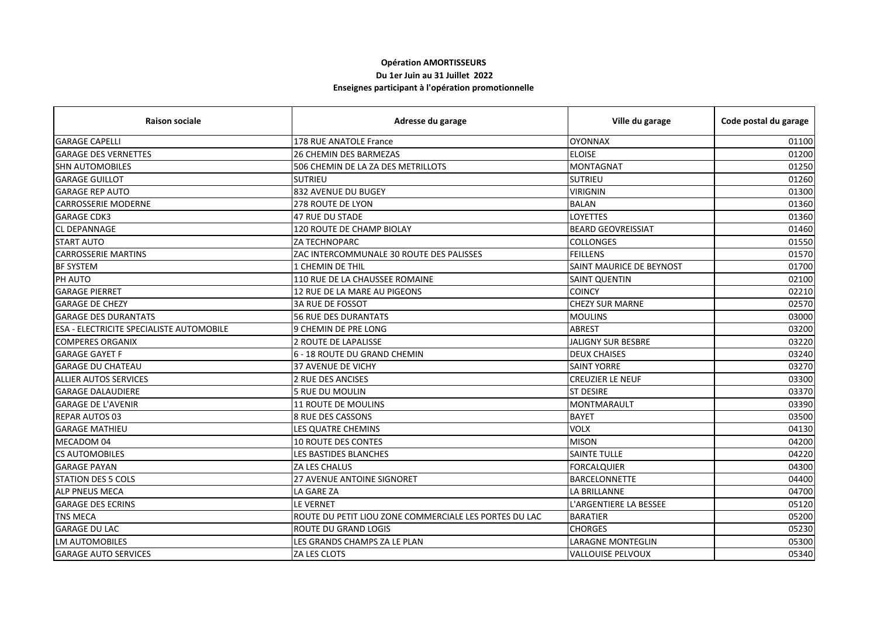**Opération AMORTISSEURS**

**Du 1er Juin au 31 Juillet 2022**

**Enseignes participant à l'opération promotionnelle**

| Raison sociale | Adresse du garage | Ville du garage | Code postal du garage |
|---|---|---|---|
| GARAGE CAPELLI | 178 RUE ANATOLE France | OYONNAX | 01100 |
| GARAGE DES VERNETTES | 26 CHEMIN DES BARMEZAS | ELOISE | 01200 |
| SHN AUTOMOBILES | 506 CHEMIN DE LA ZA DES METRILLOTS | MONTAGNAT | 01250 |
| GARAGE GUILLOT | SUTRIEU | SUTRIEU | 01260 |
| GARAGE REP AUTO | 832 AVENUE DU BUGEY | VIRIGNIN | 01300 |
| CARROSSERIE MODERNE | 278 ROUTE DE LYON | BALAN | 01360 |
| GARAGE CDK3 | 47 RUE DU STADE | LOYETTES | 01360 |
| CL DEPANNAGE | 120 ROUTE DE CHAMP BIOLAY | BEARD GEOVREISSIAT | 01460 |
| START AUTO | ZA TECHNOPARC | COLLONGES | 01550 |
| CARROSSERIE MARTINS | ZAC INTERCOMMUNALE 30 ROUTE DES PALISSES | FEILLENS | 01570 |
| BF SYSTEM | 1 CHEMIN DE THIL | SAINT MAURICE DE BEYNOST | 01700 |
| PH AUTO | 110 RUE DE LA CHAUSSEE ROMAINE | SAINT QUENTIN | 02100 |
| GARAGE PIERRET | 12 RUE DE LA MARE AU PIGEONS | COINCY | 02210 |
| GARAGE DE CHEZY | 3A RUE DE FOSSOT | CHEZY SUR MARNE | 02570 |
| GARAGE DES DURANTATS | 56 RUE DES DURANTATS | MOULINS | 03000 |
| ESA - ELECTRICITE SPECIALISTE AUTOMOBILE | 9 CHEMIN DE PRE LONG | ABREST | 03200 |
| COMPERES ORGANIX | 2 ROUTE DE LAPALISSE | JALIGNY SUR BESBRE | 03220 |
| GARAGE GAYET F | 6 - 18 ROUTE DU GRAND CHEMIN | DEUX CHAISES | 03240 |
| GARAGE DU CHATEAU | 37 AVENUE DE VICHY | SAINT YORRE | 03270 |
| ALLIER AUTOS SERVICES | 2 RUE DES ANCISES | CREUZIER LE NEUF | 03300 |
| GARAGE DALAUDIERE | 5 RUE DU MOULIN | ST DESIRE | 03370 |
| GARAGE DE L'AVENIR | 11 ROUTE DE MOULINS | MONTMARAULT | 03390 |
| REPAR AUTOS 03 | 8 RUE DES CASSONS | BAYET | 03500 |
| GARAGE MATHIEU | LES QUATRE CHEMINS | VOLX | 04130 |
| MECADOM 04 | 10 ROUTE DES CONTES | MISON | 04200 |
| CS AUTOMOBILES | LES BASTIDES BLANCHES | SAINTE TULLE | 04220 |
| GARAGE PAYAN | ZA LES CHALUS | FORCALQUIER | 04300 |
| STATION DES 5 COLS | 27 AVENUE ANTOINE SIGNORET | BARCELONNETTE | 04400 |
| ALP PNEUS MECA | LA GARE ZA | LA BRILLANNE | 04700 |
| GARAGE DES ECRINS | LE VERNET | L'ARGENTIERE LA BESSEE | 05120 |
| TNS MECA | ROUTE DU PETIT LIOU ZONE COMMERCIALE LES PORTES DU LAC | BARATIER | 05200 |
| GARAGE DU LAC | ROUTE DU GRAND LOGIS | CHORGES | 05230 |
| LM AUTOMOBILES | LES GRANDS CHAMPS ZA LE PLAN | LARAGNE MONTEGLIN | 05300 |
| GARAGE AUTO SERVICES | ZA LES CLOTS | VALLOUISE PELVOUX | 05340 |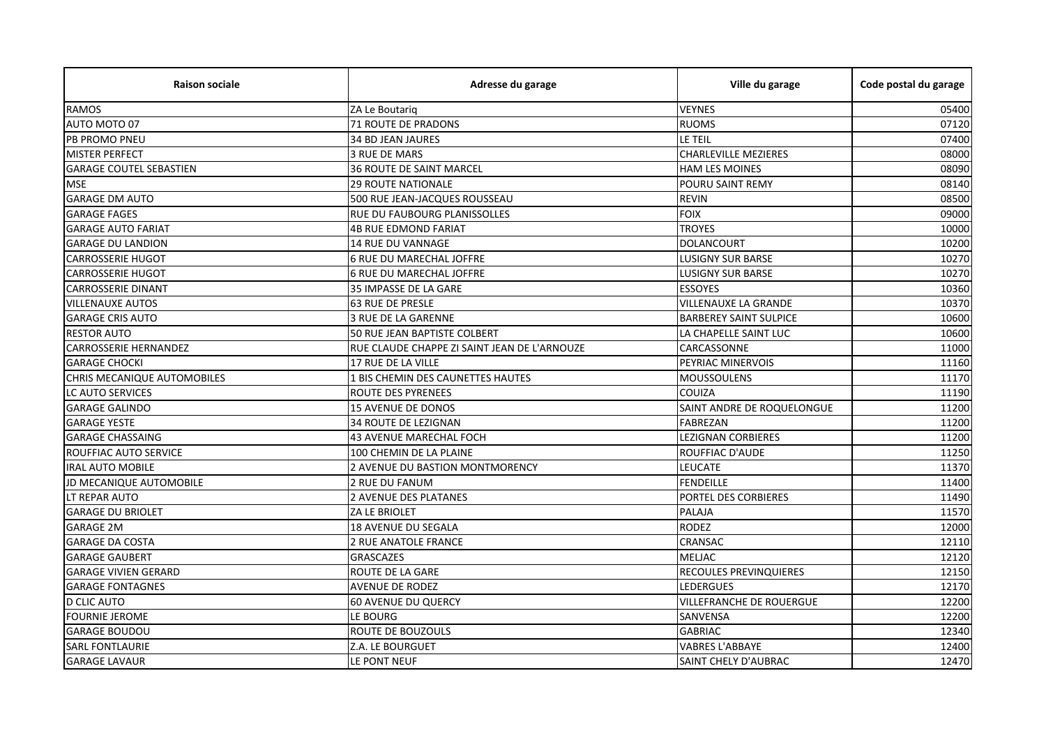| Raison sociale | Adresse du garage | Ville du garage | Code postal du garage |
|---|---|---|---|
| RAMOS | ZA Le Boutariq | VEYNES | 05400 |
| AUTO MOTO 07 | 71 ROUTE DE PRADONS | RUOMS | 07120 |
| PB PROMO PNEU | 34 BD JEAN JAURES | LE TEIL | 07400 |
| MISTER PERFECT | 3 RUE DE MARS | CHARLEVILLE MEZIERES | 08000 |
| GARAGE COUTEL SEBASTIEN | 36 ROUTE DE SAINT MARCEL | HAM LES MOINES | 08090 |
| MSE | 29 ROUTE NATIONALE | POURU SAINT REMY | 08140 |
| GARAGE DM AUTO | 500 RUE JEAN-JACQUES ROUSSEAU | REVIN | 08500 |
| GARAGE FAGES | RUE DU FAUBOURG PLANISSOLLES | FOIX | 09000 |
| GARAGE AUTO FARIAT | 4B RUE EDMOND FARIAT | TROYES | 10000 |
| GARAGE DU LANDION | 14 RUE DU VANNAGE | DOLANCOURT | 10200 |
| CARROSSERIE HUGOT | 6 RUE DU MARECHAL JOFFRE | LUSIGNY SUR BARSE | 10270 |
| CARROSSERIE HUGOT | 6 RUE DU MARECHAL JOFFRE | LUSIGNY SUR BARSE | 10270 |
| CARROSSERIE DINANT | 35 IMPASSE DE LA GARE | ESSOYES | 10360 |
| VILLENAUXE AUTOS | 63 RUE DE PRESLE | VILLENAUXE LA GRANDE | 10370 |
| GARAGE CRIS AUTO | 3 RUE DE LA GARENNE | BARBEREY SAINT SULPICE | 10600 |
| RESTOR AUTO | 50 RUE JEAN BAPTISTE COLBERT | LA CHAPELLE SAINT LUC | 10600 |
| CARROSSERIE HERNANDEZ | RUE CLAUDE CHAPPE ZI SAINT JEAN DE L'ARNOUZE | CARCASSONNE | 11000 |
| GARAGE CHOCKI | 17 RUE DE LA VILLE | PEYRIAC MINERVOIS | 11160 |
| CHRIS MECANIQUE AUTOMOBILES | 1 BIS CHEMIN DES CAUNETTES HAUTES | MOUSSOULENS | 11170 |
| LC AUTO SERVICES | ROUTE DES PYRENEES | COUIZA | 11190 |
| GARAGE GALINDO | 15 AVENUE DE DONOS | SAINT ANDRE DE ROQUELONGUE | 11200 |
| GARAGE YESTE | 34 ROUTE DE LEZIGNAN | FABREZAN | 11200 |
| GARAGE CHASSAING | 43 AVENUE MARECHAL FOCH | LEZIGNAN CORBIERES | 11200 |
| ROUFFIAC AUTO SERVICE | 100 CHEMIN DE LA PLAINE | ROUFFIAC D'AUDE | 11250 |
| IRAL AUTO MOBILE | 2 AVENUE DU BASTION MONTMORENCY | LEUCATE | 11370 |
| JD MECANIQUE AUTOMOBILE | 2 RUE DU FANUM | FENDEILLE | 11400 |
| LT REPAR AUTO | 2 AVENUE DES PLATANES | PORTEL DES CORBIERES | 11490 |
| GARAGE DU BRIOLET | ZA LE BRIOLET | PALAJA | 11570 |
| GARAGE 2M | 18 AVENUE DU SEGALA | RODEZ | 12000 |
| GARAGE DA COSTA | 2 RUE ANATOLE FRANCE | CRANSAC | 12110 |
| GARAGE GAUBERT | GRASCAZES | MELJAC | 12120 |
| GARAGE VIVIEN GERARD | ROUTE DE LA GARE | RECOULES PREVINQUIERES | 12150 |
| GARAGE FONTAGNES | AVENUE DE RODEZ | LEDERGUES | 12170 |
| D CLIC AUTO | 60 AVENUE DU QUERCY | VILLEFRANCHE DE ROUERGUE | 12200 |
| FOURNIE JEROME | LE BOURG | SANVENSA | 12200 |
| GARAGE BOUDOU | ROUTE DE BOUZOULS | GABRIAC | 12340 |
| SARL FONTLAURIE | Z.A. LE BOURGUET | VABRES L'ABBAYE | 12400 |
| GARAGE LAVAUR | LE PONT NEUF | SAINT CHELY D'AUBRAC | 12470 |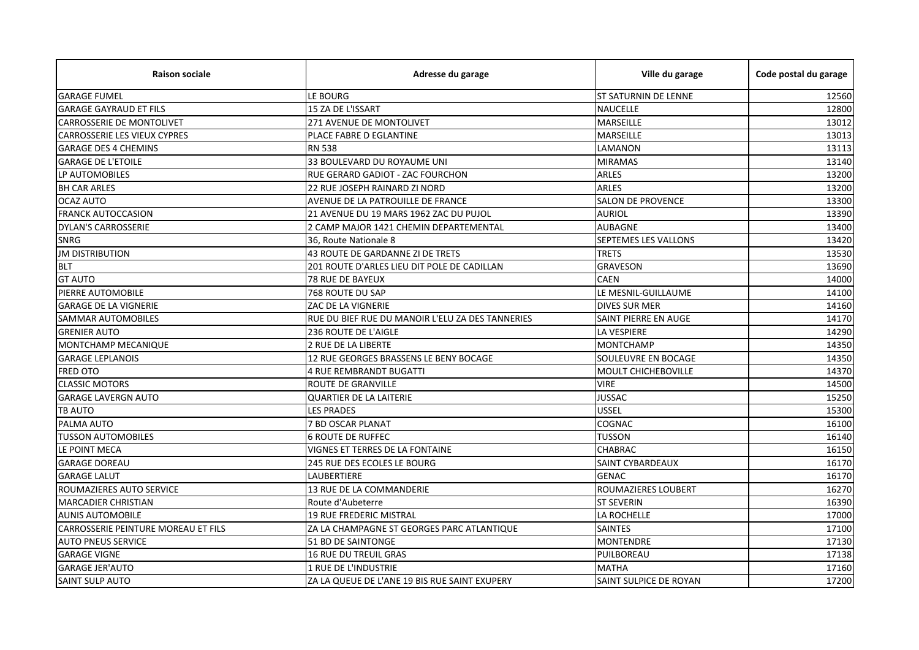| Raison sociale | Adresse du garage | Ville du garage | Code postal du garage |
|---|---|---|---|
| GARAGE FUMEL | LE BOURG | ST SATURNIN DE LENNE | 12560 |
| GARAGE GAYRAUD ET FILS | 15 ZA DE L'ISSART | NAUCELLE | 12800 |
| CARROSSERIE DE MONTOLIVET | 271 AVENUE DE MONTOLIVET | MARSEILLE | 13012 |
| CARROSSERIE LES VIEUX CYPRES | PLACE FABRE D EGLANTINE | MARSEILLE | 13013 |
| GARAGE DES 4 CHEMINS | RN 538 | LAMANON | 13113 |
| GARAGE DE L'ETOILE | 33 BOULEVARD DU ROYAUME UNI | MIRAMAS | 13140 |
| LP AUTOMOBILES | RUE GERARD GADIOT - ZAC FOURCHON | ARLES | 13200 |
| BH CAR ARLES | 22 RUE JOSEPH RAINARD ZI NORD | ARLES | 13200 |
| OCAZ AUTO | AVENUE DE LA PATROUILLE DE FRANCE | SALON DE PROVENCE | 13300 |
| FRANCK AUTOCCASION | 21 AVENUE DU 19 MARS 1962 ZAC DU PUJOL | AURIOL | 13390 |
| DYLAN'S CARROSSERIE | 2 CAMP MAJOR 1421 CHEMIN DEPARTEMENTAL | AUBAGNE | 13400 |
| SNRG | 36, Route Nationale 8 | SEPTEMES LES VALLONS | 13420 |
| JM DISTRIBUTION | 43 ROUTE DE GARDANNE ZI DE TRETS | TRETS | 13530 |
| BLT | 201 ROUTE D'ARLES LIEU DIT POLE DE CADILLAN | GRAVESON | 13690 |
| GT AUTO | 78 RUE DE BAYEUX | CAEN | 14000 |
| PIERRE AUTOMOBILE | 768 ROUTE DU SAP | LE MESNIL-GUILLAUME | 14100 |
| GARAGE DE LA VIGNERIE | ZAC DE LA VIGNERIE | DIVES SUR MER | 14160 |
| SAMMAR AUTOMOBILES | RUE DU BIEF RUE DU MANOIR L'ELU ZA DES TANNERIES | SAINT PIERRE EN AUGE | 14170 |
| GRENIER AUTO | 236 ROUTE DE L'AIGLE | LA VESPIERE | 14290 |
| MONTCHAMP MECANIQUE | 2 RUE DE LA LIBERTE | MONTCHAMP | 14350 |
| GARAGE LEPLANOIS | 12 RUE GEORGES BRASSENS LE BENY BOCAGE | SOULEUVRE EN BOCAGE | 14350 |
| FRED OTO | 4 RUE REMBRANDT BUGATTI | MOULT CHICHEBOVILLE | 14370 |
| CLASSIC MOTORS | ROUTE DE GRANVILLE | VIRE | 14500 |
| GARAGE LAVERGN AUTO | QUARTIER DE LA LAITERIE | JUSSAC | 15250 |
| TB AUTO | LES PRADES | USSEL | 15300 |
| PALMA AUTO | 7 BD OSCAR PLANAT | COGNAC | 16100 |
| TUSSON AUTOMOBILES | 6 ROUTE DE RUFFEC | TUSSON | 16140 |
| LE POINT MECA | VIGNES ET TERRES DE LA FONTAINE | CHABRAC | 16150 |
| GARAGE DOREAU | 245 RUE DES ECOLES LE BOURG | SAINT CYBARDEAUX | 16170 |
| GARAGE LALUT | LAUBERTIERE | GENAC | 16170 |
| ROUMAZIERES AUTO SERVICE | 13 RUE DE LA COMMANDERIE | ROUMAZIERES LOUBERT | 16270 |
| MARCADIER CHRISTIAN | Route d'Aubeterre | ST SEVERIN | 16390 |
| AUNIS AUTOMOBILE | 19 RUE FREDERIC MISTRAL | LA ROCHELLE | 17000 |
| CARROSSERIE PEINTURE MOREAU ET FILS | ZA LA CHAMPAGNE ST GEORGES PARC ATLANTIQUE | SAINTES | 17100 |
| AUTO PNEUS SERVICE | 51 BD DE SAINTONGE | MONTENDRE | 17130 |
| GARAGE VIGNE | 16 RUE DU TREUIL GRAS | PUILBOREAU | 17138 |
| GARAGE JER'AUTO | 1 RUE DE L'INDUSTRIE | MATHA | 17160 |
| SAINT SULP AUTO | ZA LA QUEUE DE L'ANE 19 BIS RUE SAINT EXUPERY | SAINT SULPICE DE ROYAN | 17200 |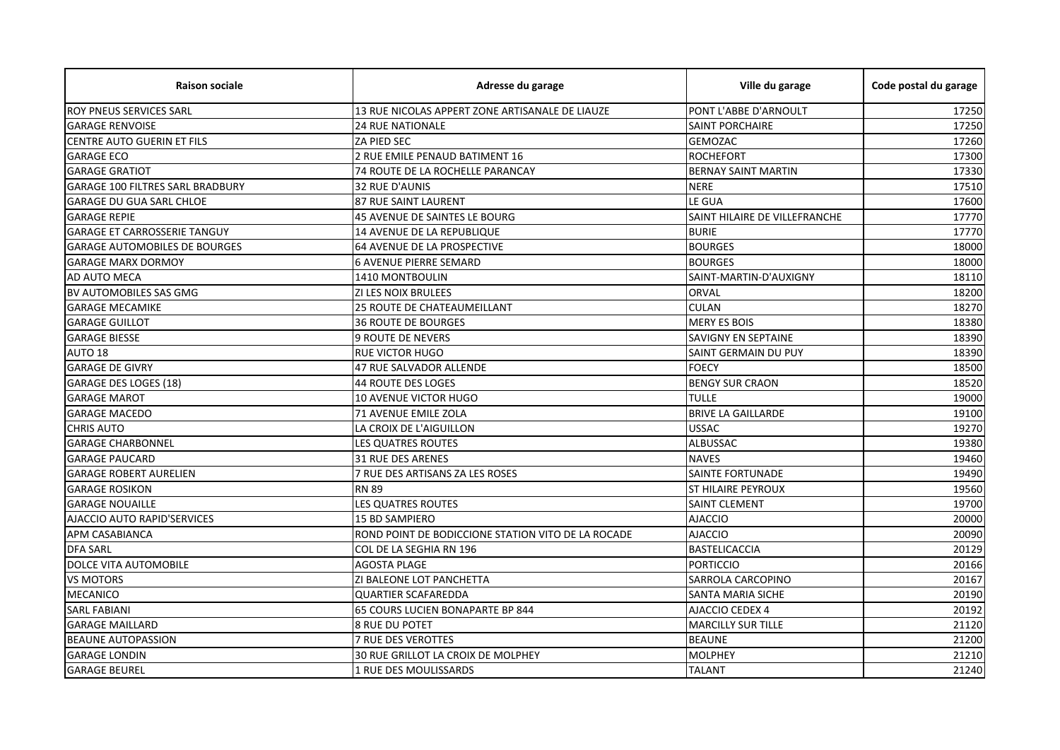| Raison sociale | Adresse du garage | Ville du garage | Code postal du garage |
| --- | --- | --- | --- |
| ROY PNEUS SERVICES SARL | 13 RUE NICOLAS APPERT ZONE ARTISANALE DE LIAUZE | PONT L'ABBE D'ARNOULT | 17250 |
| GARAGE RENVOISE | 24 RUE NATIONALE | SAINT PORCHAIRE | 17250 |
| CENTRE AUTO GUERIN ET FILS | ZA PIED SEC | GEMOZAC | 17260 |
| GARAGE ECO | 2 RUE EMILE PENAUD BATIMENT 16 | ROCHEFORT | 17300 |
| GARAGE GRATIOT | 74 ROUTE DE LA ROCHELLE PARANCAY | BERNAY SAINT MARTIN | 17330 |
| GARAGE 100 FILTRES SARL BRADBURY | 32 RUE D'AUNIS | NERE | 17510 |
| GARAGE DU GUA SARL CHLOE | 87 RUE SAINT LAURENT | LE GUA | 17600 |
| GARAGE REPIE | 45 AVENUE DE SAINTES LE BOURG | SAINT HILAIRE DE VILLEFRANCHE | 17770 |
| GARAGE ET CARROSSERIE TANGUY | 14 AVENUE DE LA REPUBLIQUE | BURIE | 17770 |
| GARAGE AUTOMOBILES DE BOURGES | 64 AVENUE DE LA PROSPECTIVE | BOURGES | 18000 |
| GARAGE MARX DORMOY | 6 AVENUE PIERRE SEMARD | BOURGES | 18000 |
| AD AUTO MECA | 1410 MONTBOULIN | SAINT-MARTIN-D'AUXIGNY | 18110 |
| BV AUTOMOBILES SAS GMG | ZI LES NOIX BRULEES | ORVAL | 18200 |
| GARAGE MECAMIKE | 25 ROUTE DE CHATEAUMEILLANT | CULAN | 18270 |
| GARAGE GUILLOT | 36 ROUTE DE BOURGES | MERY ES BOIS | 18380 |
| GARAGE BIESSE | 9 ROUTE DE NEVERS | SAVIGNY EN SEPTAINE | 18390 |
| AUTO 18 | RUE VICTOR HUGO | SAINT GERMAIN DU PUY | 18390 |
| GARAGE DE GIVRY | 47 RUE SALVADOR ALLENDE | FOECY | 18500 |
| GARAGE DES LOGES (18) | 44 ROUTE DES LOGES | BENGY SUR CRAON | 18520 |
| GARAGE MAROT | 10 AVENUE VICTOR HUGO | TULLE | 19000 |
| GARAGE MACEDO | 71 AVENUE EMILE ZOLA | BRIVE LA GAILLARDE | 19100 |
| CHRIS AUTO | LA CROIX DE L'AIGUILLON | USSAC | 19270 |
| GARAGE CHARBONNEL | LES QUATRES ROUTES | ALBUSSAC | 19380 |
| GARAGE PAUCARD | 31 RUE DES ARENES | NAVES | 19460 |
| GARAGE ROBERT AURELIEN | 7 RUE DES ARTISANS ZA LES ROSES | SAINTE FORTUNADE | 19490 |
| GARAGE ROSIKON | RN 89 | ST HILAIRE PEYROUX | 19560 |
| GARAGE NOUAILLE | LES QUATRES ROUTES | SAINT CLEMENT | 19700 |
| AJACCIO AUTO RAPID'SERVICES | 15 BD SAMPIERO | AJACCIO | 20000 |
| APM CASABIANCA | ROND POINT DE BODICCIONE STATION VITO DE LA ROCADE | AJACCIO | 20090 |
| DFA SARL | COL DE LA SEGHIA RN 196 | BASTELICACCIA | 20129 |
| DOLCE VITA AUTOMOBILE | AGOSTA PLAGE | PORTICCIO | 20166 |
| VS MOTORS | ZI BALEONE LOT PANCHETTA | SARROLA CARCOPINO | 20167 |
| MECANICO | QUARTIER SCAFAREDDA | SANTA MARIA SICHE | 20190 |
| SARL FABIANI | 65 COURS LUCIEN BONAPARTE BP 844 | AJACCIO CEDEX 4 | 20192 |
| GARAGE MAILLARD | 8 RUE DU POTET | MARCILLY SUR TILLE | 21120 |
| BEAUNE AUTOPASSION | 7 RUE DES VEROTTES | BEAUNE | 21200 |
| GARAGE LONDIN | 30 RUE GRILLOT LA CROIX DE MOLPHEY | MOLPHEY | 21210 |
| GARAGE BEUREL | 1 RUE DES MOULISSARDS | TALANT | 21240 |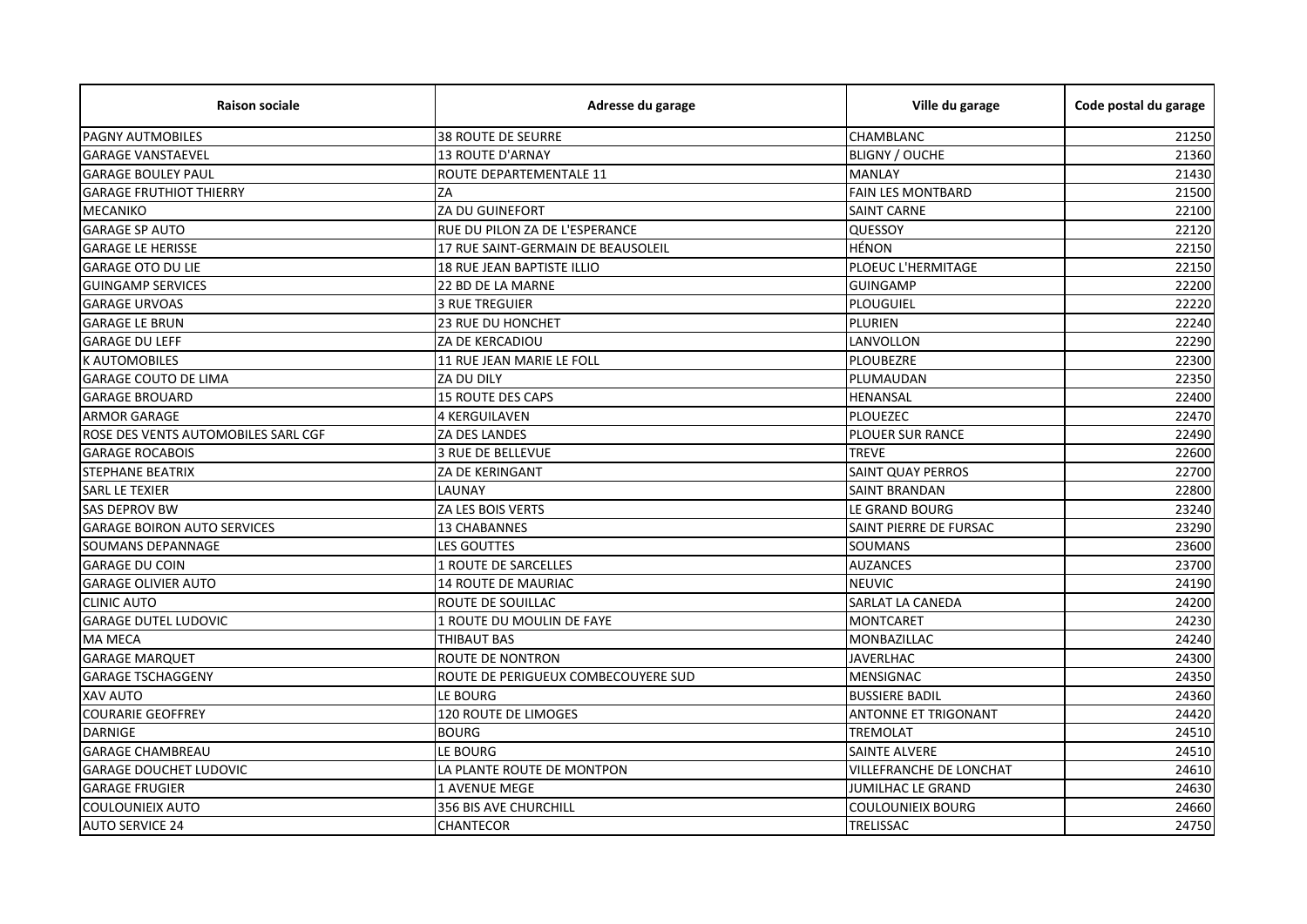| Raison sociale | Adresse du garage | Ville du garage | Code postal du garage |
|---|---|---|---|
| PAGNY AUTMOBILES | 38 ROUTE DE SEURRE | CHAMBLANC | 21250 |
| GARAGE VANSTAEVEL | 13 ROUTE D'ARNAY | BLIGNY / OUCHE | 21360 |
| GARAGE BOULEY PAUL | ROUTE DEPARTEMENTALE 11 | MANLAY | 21430 |
| GARAGE FRUTHIOT THIERRY | ZA | FAIN LES MONTBARD | 21500 |
| MECANIKO | ZA DU GUINEFORT | SAINT CARNE | 22100 |
| GARAGE SP AUTO | RUE DU PILON ZA DE L'ESPERANCE | QUESSOY | 22120 |
| GARAGE LE HERISSE | 17 RUE SAINT-GERMAIN DE BEAUSOLEIL | HÉNON | 22150 |
| GARAGE OTO DU LIE | 18 RUE JEAN BAPTISTE ILLIO | PLOEUC L'HERMITAGE | 22150 |
| GUINGAMP SERVICES | 22 BD DE LA MARNE | GUINGAMP | 22200 |
| GARAGE URVOAS | 3 RUE TREGUIER | PLOUGUIEL | 22220 |
| GARAGE LE BRUN | 23 RUE DU HONCHET | PLURIEN | 22240 |
| GARAGE DU LEFF | ZA DE KERCADIOU | LANVOLLON | 22290 |
| K AUTOMOBILES | 11 RUE JEAN MARIE LE FOLL | PLOUBEZRE | 22300 |
| GARAGE COUTO DE LIMA | ZA DU DILY | PLUMAUDAN | 22350 |
| GARAGE BROUARD | 15 ROUTE DES CAPS | HENANSAL | 22400 |
| ARMOR GARAGE | 4 KERGUILAVEN | PLOUEZEC | 22470 |
| ROSE DES VENTS AUTOMOBILES SARL CGF | ZA DES LANDES | PLOUER SUR RANCE | 22490 |
| GARAGE ROCABOIS | 3 RUE DE BELLEVUE | TREVE | 22600 |
| STEPHANE BEATRIX | ZA DE KERINGANT | SAINT QUAY PERROS | 22700 |
| SARL LE TEXIER | LAUNAY | SAINT BRANDAN | 22800 |
| SAS DEPROV BW | ZA LES BOIS VERTS | LE GRAND BOURG | 23240 |
| GARAGE BOIRON AUTO SERVICES | 13 CHABANNES | SAINT PIERRE DE FURSAC | 23290 |
| SOUMANS DEPANNAGE | LES GOUTTES | SOUMANS | 23600 |
| GARAGE DU COIN | 1 ROUTE DE SARCELLES | AUZANCES | 23700 |
| GARAGE OLIVIER AUTO | 14 ROUTE DE MAURIAC | NEUVIC | 24190 |
| CLINIC AUTO | ROUTE DE SOUILLAC | SARLAT LA CANEDA | 24200 |
| GARAGE DUTEL LUDOVIC | 1 ROUTE DU MOULIN DE FAYE | MONTCARET | 24230 |
| MA MECA | THIBAUT BAS | MONBAZILLAC | 24240 |
| GARAGE MARQUET | ROUTE DE NONTRON | JAVERLHAC | 24300 |
| GARAGE TSCHAGGENY | ROUTE DE PERIGUEUX COMBECOUYERE SUD | MENSIGNAC | 24350 |
| XAV AUTO | LE BOURG | BUSSIERE BADIL | 24360 |
| COURARIE GEOFFREY | 120 ROUTE DE LIMOGES | ANTONNE ET TRIGONANT | 24420 |
| DARNIGE | BOURG | TREMOLAT | 24510 |
| GARAGE CHAMBREAU | LE BOURG | SAINTE ALVERE | 24510 |
| GARAGE DOUCHET LUDOVIC | LA PLANTE ROUTE DE MONTPON | VILLEFRANCHE DE LONCHAT | 24610 |
| GARAGE FRUGIER | 1 AVENUE MEGE | JUMILHAC LE GRAND | 24630 |
| COULOUNIEIX AUTO | 356 BIS AVE CHURCHILL | COULOUNIEIX BOURG | 24660 |
| AUTO SERVICE 24 | CHANTECOR | TRELISSAC | 24750 |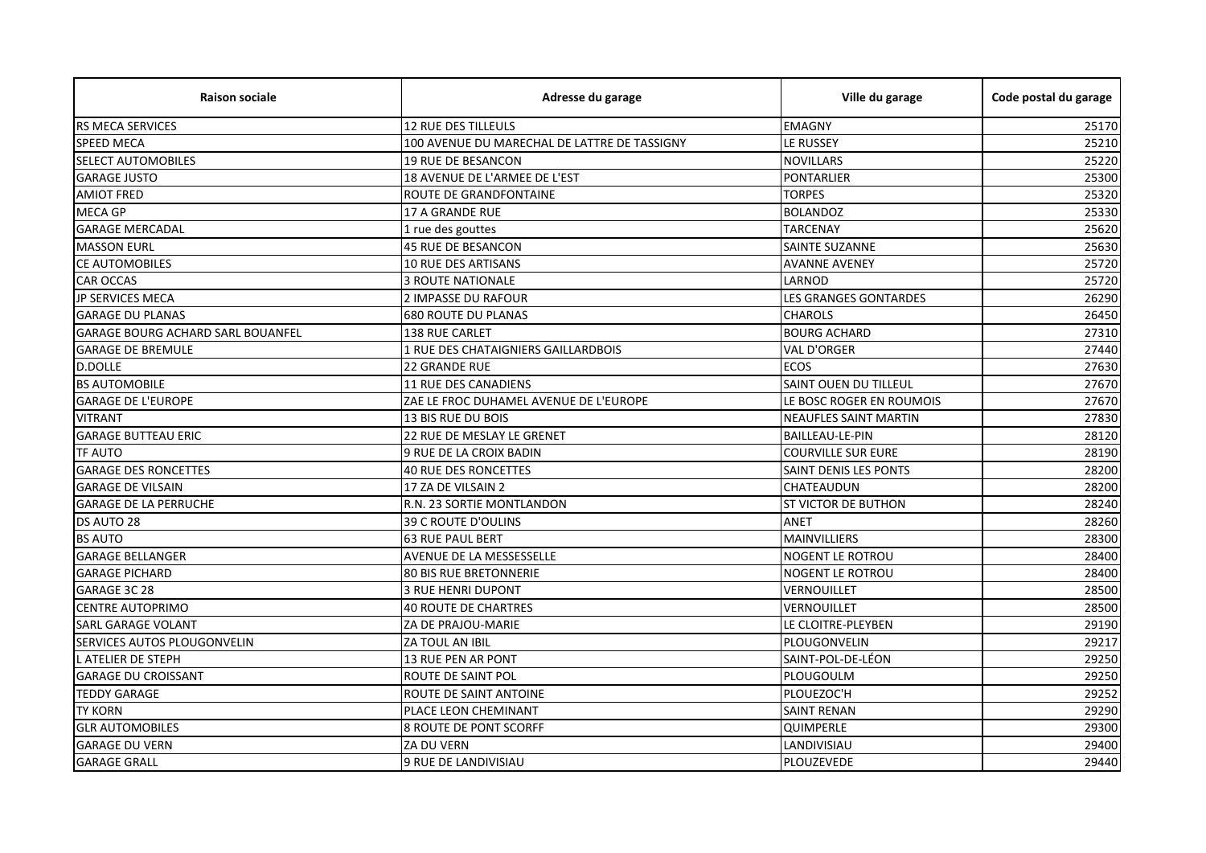| Raison sociale | Adresse du garage | Ville du garage | Code postal du garage |
|---|---|---|---|
| RS MECA SERVICES | 12 RUE DES TILLEULS | EMAGNY | 25170 |
| SPEED MECA | 100 AVENUE DU MARECHAL DE LATTRE DE TASSIGNY | LE RUSSEY | 25210 |
| SELECT AUTOMOBILES | 19 RUE DE BESANCON | NOVILLARS | 25220 |
| GARAGE JUSTO | 18 AVENUE DE L'ARMEE DE L'EST | PONTARLIER | 25300 |
| AMIOT FRED | ROUTE DE GRANDFONTAINE | TORPES | 25320 |
| MECA GP | 17 A GRANDE RUE | BOLANDOZ | 25330 |
| GARAGE MERCADAL | 1 rue des gouttes | TARCENAY | 25620 |
| MASSON EURL | 45 RUE DE BESANCON | SAINTE SUZANNE | 25630 |
| CE AUTOMOBILES | 10 RUE DES ARTISANS | AVANNE AVENEY | 25720 |
| CAR OCCAS | 3 ROUTE NATIONALE | LARNOD | 25720 |
| JP SERVICES MECA | 2 IMPASSE DU RAFOUR | LES GRANGES GONTARDES | 26290 |
| GARAGE DU PLANAS | 680 ROUTE DU PLANAS | CHAROLS | 26450 |
| GARAGE BOURG ACHARD SARL BOUANFEL | 138 RUE CARLET | BOURG ACHARD | 27310 |
| GARAGE DE BREMULE | 1 RUE DES CHATAIGNIERS GAILLARDBOIS | VAL D'ORGER | 27440 |
| D.DOLLE | 22 GRANDE RUE | ECOS | 27630 |
| BS AUTOMOBILE | 11 RUE DES CANADIENS | SAINT OUEN DU TILLEUL | 27670 |
| GARAGE DE L'EUROPE | ZAE LE FROC DUHAMEL AVENUE DE L'EUROPE | LE BOSC ROGER EN ROUMOIS | 27670 |
| VITRANT | 13 BIS RUE DU BOIS | NEAUFLES SAINT MARTIN | 27830 |
| GARAGE BUTTEAU ERIC | 22 RUE DE MESLAY LE GRENET | BAILLEAU-LE-PIN | 28120 |
| TF AUTO | 9 RUE DE LA CROIX BADIN | COURVILLE SUR EURE | 28190 |
| GARAGE DES RONCETTES | 40 RUE DES RONCETTES | SAINT DENIS LES PONTS | 28200 |
| GARAGE DE VILSAIN | 17 ZA DE VILSAIN 2 | CHATEAUDUN | 28200 |
| GARAGE DE LA PERRUCHE | R.N. 23 SORTIE MONTLANDON | ST VICTOR DE BUTHON | 28240 |
| DS AUTO 28 | 39 C ROUTE D'OULINS | ANET | 28260 |
| BS AUTO | 63 RUE PAUL BERT | MAINVILLIERS | 28300 |
| GARAGE BELLANGER | AVENUE DE LA MESSESSELLE | NOGENT LE ROTROU | 28400 |
| GARAGE PICHARD | 80 BIS RUE BRETONNERIE | NOGENT LE ROTROU | 28400 |
| GARAGE 3C 28 | 3 RUE HENRI DUPONT | VERNOUILLET | 28500 |
| CENTRE AUTOPRIMO | 40 ROUTE DE CHARTRES | VERNOUILLET | 28500 |
| SARL GARAGE VOLANT | ZA DE PRAJOU-MARIE | LE CLOITRE-PLEYBEN | 29190 |
| SERVICES AUTOS PLOUGONVELIN | ZA TOUL AN IBIL | PLOUGONVELIN | 29217 |
| L ATELIER DE STEPH | 13 RUE PEN AR PONT | SAINT-POL-DE-LÉON | 29250 |
| GARAGE DU CROISSANT | ROUTE DE SAINT POL | PLOUGOULM | 29250 |
| TEDDY GARAGE | ROUTE DE SAINT ANTOINE | PLOUEZOC'H | 29252 |
| TY KORN | PLACE LEON CHEMINANT | SAINT RENAN | 29290 |
| GLR AUTOMOBILES | 8 ROUTE DE PONT SCORFF | QUIMPERLE | 29300 |
| GARAGE DU VERN | ZA DU VERN | LANDIVISIAU | 29400 |
| GARAGE GRALL | 9 RUE DE LANDIVISIAU | PLOUZEVEDE | 29440 |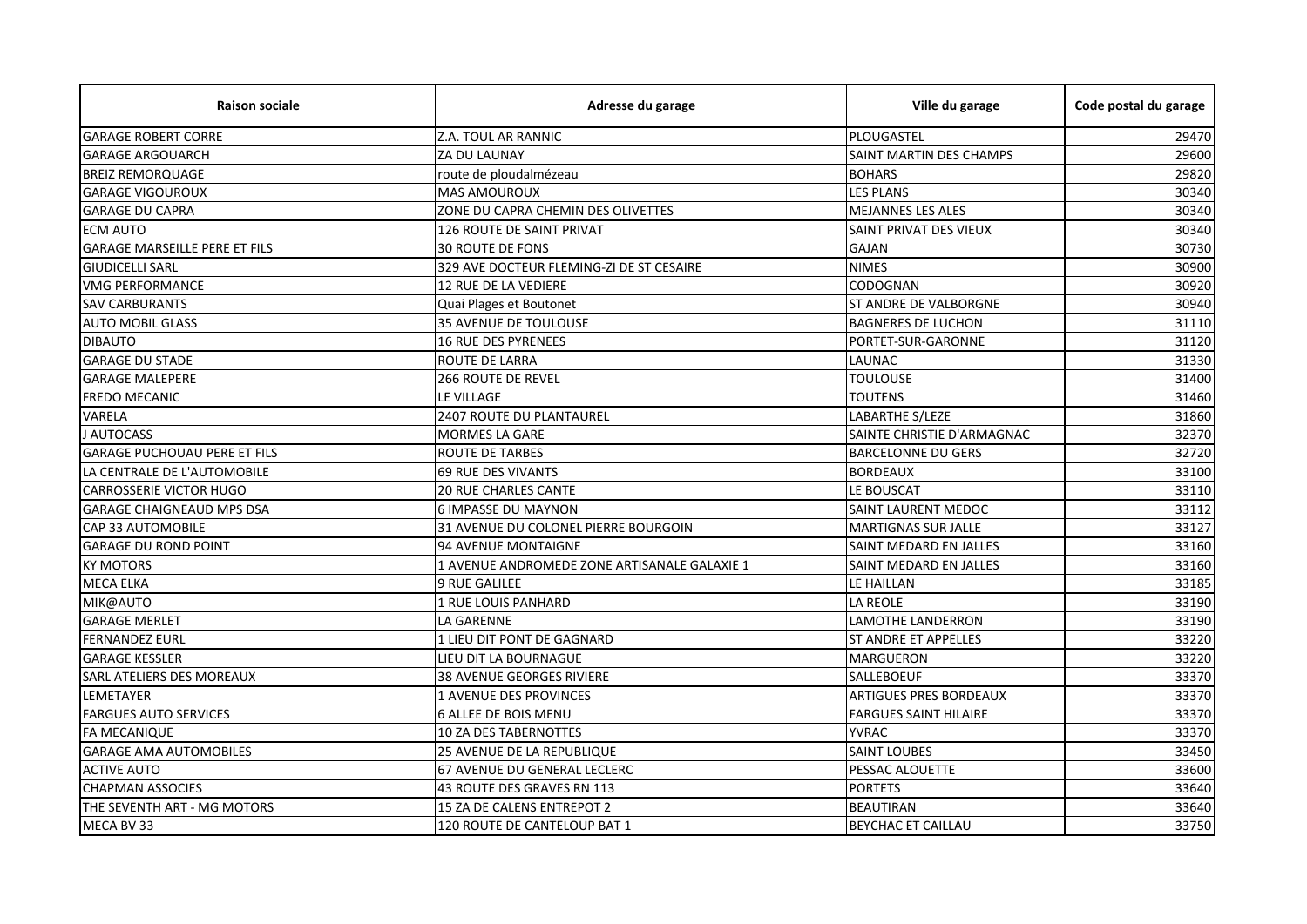| Raison sociale | Adresse du garage | Ville du garage | Code postal du garage |
|---|---|---|---|
| GARAGE ROBERT CORRE | Z.A. TOUL AR RANNIC | PLOUGASTEL | 29470 |
| GARAGE ARGOUARCH | ZA DU LAUNAY | SAINT MARTIN DES CHAMPS | 29600 |
| BREIZ REMORQUAGE | route de ploudalmézeau | BOHARS | 29820 |
| GARAGE VIGOUROUX | MAS AMOUROUX | LES PLANS | 30340 |
| GARAGE DU CAPRA | ZONE DU CAPRA CHEMIN DES OLIVETTES | MEJANNES LES ALES | 30340 |
| ECM AUTO | 126 ROUTE DE SAINT PRIVAT | SAINT PRIVAT DES VIEUX | 30340 |
| GARAGE MARSEILLE PERE ET FILS | 30 ROUTE DE FONS | GAJAN | 30730 |
| GIUDICELLI SARL | 329 AVE DOCTEUR FLEMING-ZI DE ST CESAIRE | NIMES | 30900 |
| VMG PERFORMANCE | 12 RUE DE LA VEDIERE | CODOGNAN | 30920 |
| SAV CARBURANTS | Quai Plages et Boutonet | ST ANDRE DE VALBORGNE | 30940 |
| AUTO MOBIL GLASS | 35 AVENUE DE TOULOUSE | BAGNERES DE LUCHON | 31110 |
| DIBAUTO | 16 RUE DES PYRENEES | PORTET-SUR-GARONNE | 31120 |
| GARAGE DU STADE | ROUTE DE LARRA | LAUNAC | 31330 |
| GARAGE MALEPERE | 266 ROUTE DE REVEL | TOULOUSE | 31400 |
| FREDO MECANIC | LE VILLAGE | TOUTENS | 31460 |
| VARELA | 2407 ROUTE DU PLANTAUREL | LABARTHE S/LEZE | 31860 |
| J AUTOCASS | MORMES LA GARE | SAINTE CHRISTIE D'ARMAGNAC | 32370 |
| GARAGE PUCHOUAU PERE ET FILS | ROUTE DE TARBES | BARCELONNE DU GERS | 32720 |
| LA CENTRALE DE L'AUTOMOBILE | 69 RUE DES VIVANTS | BORDEAUX | 33100 |
| CARROSSERIE VICTOR HUGO | 20 RUE CHARLES CANTE | LE BOUSCAT | 33110 |
| GARAGE CHAIGNEAUD MPS DSA | 6 IMPASSE DU MAYNON | SAINT LAURENT MEDOC | 33112 |
| CAP 33 AUTOMOBILE | 31 AVENUE DU COLONEL PIERRE BOURGOIN | MARTIGNAS SUR JALLE | 33127 |
| GARAGE DU ROND POINT | 94 AVENUE MONTAIGNE | SAINT MEDARD EN JALLES | 33160 |
| KY MOTORS | 1 AVENUE ANDROMEDE ZONE ARTISANALE GALAXIE 1 | SAINT MEDARD EN JALLES | 33160 |
| MECA ELKA | 9 RUE GALILEE | LE HAILLAN | 33185 |
| MIK@AUTO | 1 RUE LOUIS PANHARD | LA REOLE | 33190 |
| GARAGE MERLET | LA GARENNE | LAMOTHE LANDERRON | 33190 |
| FERNANDEZ EURL | 1 LIEU DIT PONT DE GAGNARD | ST ANDRE ET APPELLES | 33220 |
| GARAGE KESSLER | LIEU DIT LA BOURNAGUE | MARGUERON | 33220 |
| SARL ATELIERS DES MOREAUX | 38 AVENUE GEORGES RIVIERE | SALLEBOEUF | 33370 |
| LEMETAYER | 1 AVENUE DES PROVINCES | ARTIGUES PRES BORDEAUX | 33370 |
| FARGUES AUTO SERVICES | 6 ALLEE DE BOIS MENU | FARGUES SAINT HILAIRE | 33370 |
| FA MECANIQUE | 10 ZA DES TABERNOTTES | YVRAC | 33370 |
| GARAGE AMA AUTOMOBILES | 25 AVENUE DE LA REPUBLIQUE | SAINT LOUBES | 33450 |
| ACTIVE AUTO | 67 AVENUE DU GENERAL LECLERC | PESSAC ALOUETTE | 33600 |
| CHAPMAN ASSOCIES | 43 ROUTE DES GRAVES RN 113 | PORTETS | 33640 |
| THE SEVENTH ART - MG MOTORS | 15 ZA DE CALENS ENTREPOT 2 | BEAUTIRAN | 33640 |
| MECA BV 33 | 120 ROUTE DE CANTELOUP BAT 1 | BEYCHAC ET CAILLAU | 33750 |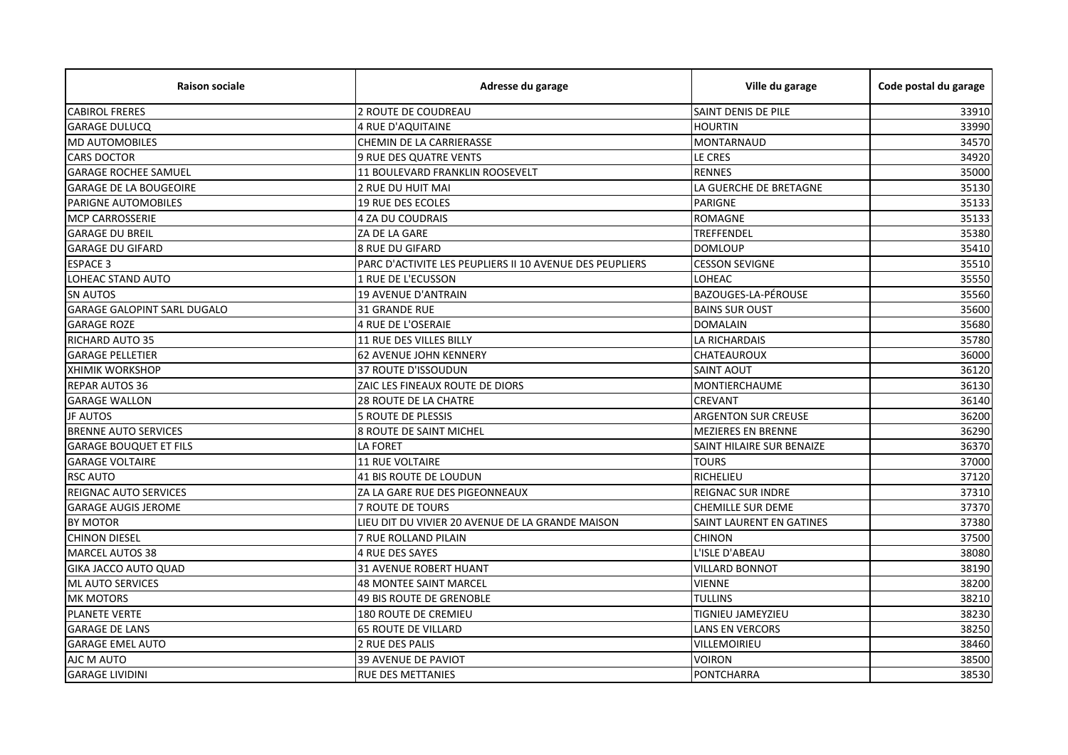| Raison sociale | Adresse du garage | Ville du garage | Code postal du garage |
|---|---|---|---|
| CABIROL FRERES | 2 ROUTE DE COUDREAU | SAINT DENIS DE PILE | 33910 |
| GARAGE DULUCQ | 4 RUE D'AQUITAINE | HOURTIN | 33990 |
| MD AUTOMOBILES | CHEMIN DE LA CARRIERASSE | MONTARNAUD | 34570 |
| CARS DOCTOR | 9 RUE DES QUATRE VENTS | LE CRES | 34920 |
| GARAGE ROCHEE SAMUEL | 11 BOULEVARD FRANKLIN ROOSEVELT | RENNES | 35000 |
| GARAGE DE LA BOUGEOIRE | 2 RUE DU HUIT MAI | LA GUERCHE DE BRETAGNE | 35130 |
| PARIGNE AUTOMOBILES | 19 RUE DES ECOLES | PARIGNE | 35133 |
| MCP CARROSSERIE | 4 ZA DU COUDRAIS | ROMAGNE | 35133 |
| GARAGE DU BREIL | ZA DE LA GARE | TREFFENDEL | 35380 |
| GARAGE DU GIFARD | 8 RUE DU GIFARD | DOMLOUP | 35410 |
| ESPACE 3 | PARC D'ACTIVITE LES PEUPLIERS II 10 AVENUE DES PEUPLIERS | CESSON SEVIGNE | 35510 |
| LOHEAC STAND AUTO | 1 RUE DE L'ECUSSON | LOHEAC | 35550 |
| SN AUTOS | 19 AVENUE D'ANTRAIN | BAZOUGES-LA-PÉROUSE | 35560 |
| GARAGE GALOPINT SARL DUGALO | 31 GRANDE RUE | BAINS SUR OUST | 35600 |
| GARAGE ROZE | 4 RUE DE L'OSERAIE | DOMALAIN | 35680 |
| RICHARD AUTO 35 | 11 RUE DES VILLES BILLY | LA RICHARDAIS | 35780 |
| GARAGE PELLETIER | 62 AVENUE JOHN KENNERY | CHATEAUROUX | 36000 |
| XHIMIK WORKSHOP | 37 ROUTE D'ISSOUDUN | SAINT AOUT | 36120 |
| REPAR AUTOS 36 | ZAIC LES FINEAUX ROUTE DE DIORS | MONTIERCHAUME | 36130 |
| GARAGE WALLON | 28 ROUTE DE LA CHATRE | CREVANT | 36140 |
| JF AUTOS | 5 ROUTE DE PLESSIS | ARGENTON SUR CREUSE | 36200 |
| BRENNE AUTO SERVICES | 8 ROUTE DE SAINT MICHEL | MEZIERES EN BRENNE | 36290 |
| GARAGE BOUQUET ET FILS | LA FORET | SAINT HILAIRE SUR BENAIZE | 36370 |
| GARAGE VOLTAIRE | 11 RUE VOLTAIRE | TOURS | 37000 |
| RSC AUTO | 41 BIS ROUTE DE LOUDUN | RICHELIEU | 37120 |
| REIGNAC AUTO SERVICES | ZA LA GARE RUE DES PIGEONNEAUX | REIGNAC SUR INDRE | 37310 |
| GARAGE AUGIS JEROME | 7 ROUTE DE TOURS | CHEMILLE SUR DEME | 37370 |
| BY MOTOR | LIEU DIT DU VIVIER 20 AVENUE DE LA GRANDE MAISON | SAINT LAURENT EN GATINES | 37380 |
| CHINON DIESEL | 7 RUE ROLLAND PILAIN | CHINON | 37500 |
| MARCEL AUTOS 38 | 4 RUE DES SAYES | L'ISLE D'ABEAU | 38080 |
| GIKA JACCO AUTO QUAD | 31 AVENUE ROBERT HUANT | VILLARD BONNOT | 38190 |
| ML AUTO SERVICES | 48 MONTEE SAINT MARCEL | VIENNE | 38200 |
| MK MOTORS | 49 BIS ROUTE DE GRENOBLE | TULLINS | 38210 |
| PLANETE VERTE | 180 ROUTE DE CREMIEU | TIGNIEU JAMEYZIEU | 38230 |
| GARAGE DE LANS | 65 ROUTE DE VILLARD | LANS EN VERCORS | 38250 |
| GARAGE EMEL AUTO | 2 RUE DES PALIS | VILLEMOIRIEU | 38460 |
| AJC M AUTO | 39 AVENUE DE PAVIOT | VOIRON | 38500 |
| GARAGE LIVIDINI | RUE DES METTANIES | PONTCHARRA | 38530 |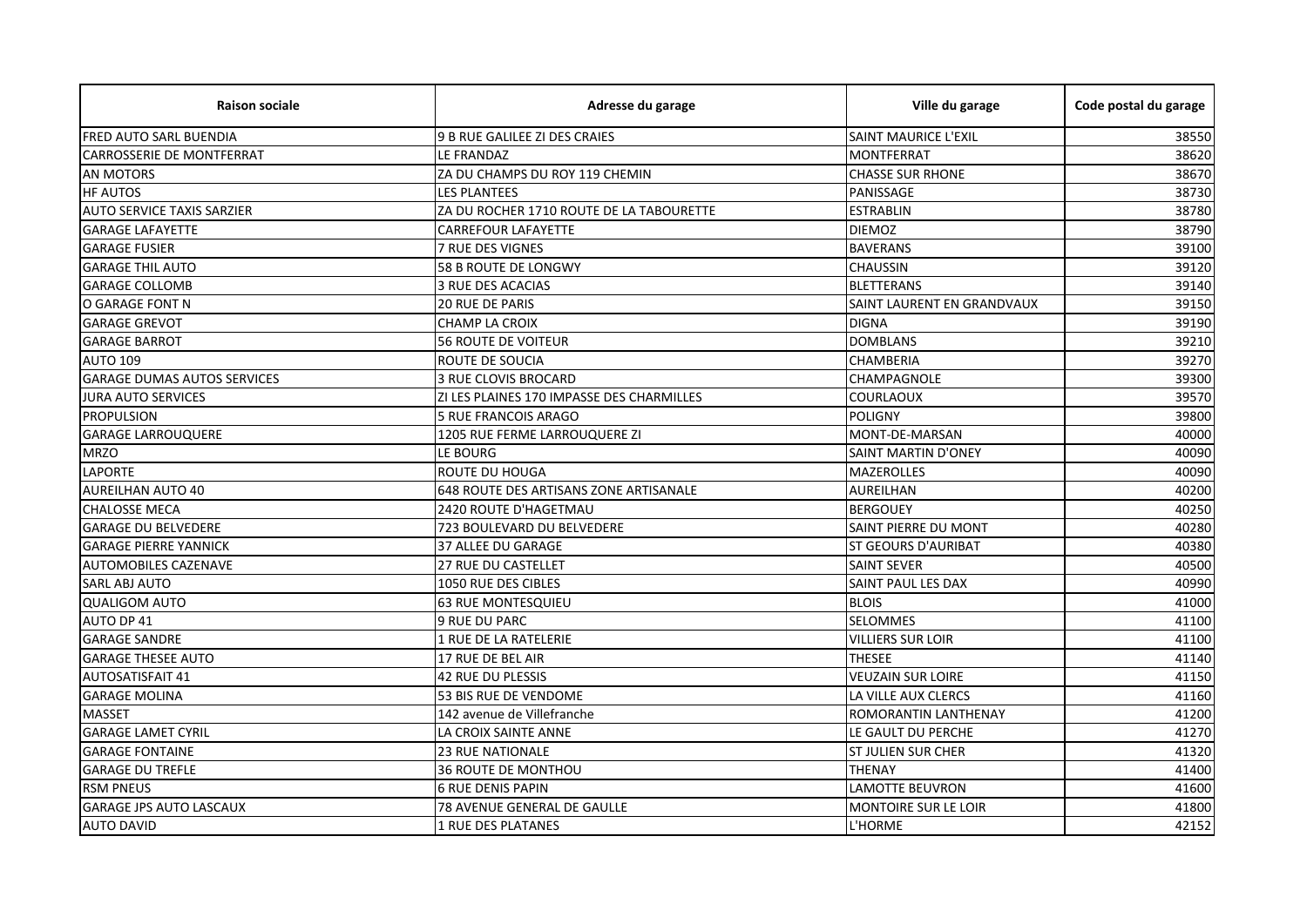| Raison sociale | Adresse du garage | Ville du garage | Code postal du garage |
| --- | --- | --- | --- |
| FRED AUTO SARL BUENDIA | 9 B RUE GALILEE ZI DES CRAIES | SAINT MAURICE L'EXIL | 38550 |
| CARROSSERIE DE MONTFERRAT | LE FRANDAZ | MONTFERRAT | 38620 |
| AN MOTORS | ZA DU CHAMPS DU ROY 119 CHEMIN | CHASSE SUR RHONE | 38670 |
| HF AUTOS | LES PLANTEES | PANISSAGE | 38730 |
| AUTO SERVICE TAXIS SARZIER | ZA DU ROCHER 1710 ROUTE DE LA TABOURETTE | ESTRABLIN | 38780 |
| GARAGE LAFAYETTE | CARREFOUR LAFAYETTE | DIEMOZ | 38790 |
| GARAGE FUSIER | 7 RUE DES VIGNES | BAVERANS | 39100 |
| GARAGE THIL AUTO | 58 B ROUTE DE LONGWY | CHAUSSIN | 39120 |
| GARAGE COLLOMB | 3 RUE DES ACACIAS | BLETTERANS | 39140 |
| O GARAGE FONT N | 20 RUE DE PARIS | SAINT LAURENT EN GRANDVAUX | 39150 |
| GARAGE GREVOT | CHAMP LA CROIX | DIGNA | 39190 |
| GARAGE BARROT | 56 ROUTE DE VOITEUR | DOMBLANS | 39210 |
| AUTO 109 | ROUTE DE SOUCIA | CHAMBERIA | 39270 |
| GARAGE DUMAS AUTOS SERVICES | 3 RUE CLOVIS BROCARD | CHAMPAGNOLE | 39300 |
| JURA AUTO SERVICES | ZI LES PLAINES 170 IMPASSE DES CHARMILLES | COURLAOUX | 39570 |
| PROPULSION | 5 RUE FRANCOIS ARAGO | POLIGNY | 39800 |
| GARAGE LARROUQUERE | 1205 RUE FERME LARROUQUERE ZI | MONT-DE-MARSAN | 40000 |
| MRZO | LE BOURG | SAINT MARTIN D'ONEY | 40090 |
| LAPORTE | ROUTE DU HOUGA | MAZEROLLES | 40090 |
| AUREILHAN AUTO 40 | 648 ROUTE DES ARTISANS ZONE ARTISANALE | AUREILHAN | 40200 |
| CHALOSSE MECA | 2420 ROUTE D'HAGETMAU | BERGOUEY | 40250 |
| GARAGE DU BELVEDERE | 723 BOULEVARD DU BELVEDERE | SAINT PIERRE DU MONT | 40280 |
| GARAGE PIERRE YANNICK | 37 ALLEE DU GARAGE | ST GEOURS D'AURIBAT | 40380 |
| AUTOMOBILES CAZENAVE | 27 RUE DU CASTELLET | SAINT SEVER | 40500 |
| SARL ABJ AUTO | 1050 RUE DES CIBLES | SAINT PAUL LES DAX | 40990 |
| QUALIGOM AUTO | 63 RUE MONTESQUIEU | BLOIS | 41000 |
| AUTO DP 41 | 9 RUE DU PARC | SELOMMES | 41100 |
| GARAGE SANDRE | 1 RUE DE LA RATELERIE | VILLIERS SUR LOIR | 41100 |
| GARAGE THESEE AUTO | 17 RUE DE BEL AIR | THESEE | 41140 |
| AUTOSATISFAIT 41 | 42 RUE DU PLESSIS | VEUZAIN SUR LOIRE | 41150 |
| GARAGE MOLINA | 53 BIS RUE DE VENDOME | LA VILLE AUX CLERCS | 41160 |
| MASSET | 142 avenue de Villefranche | ROMORANTIN LANTHENAY | 41200 |
| GARAGE LAMET CYRIL | LA CROIX SAINTE ANNE | LE GAULT DU PERCHE | 41270 |
| GARAGE FONTAINE | 23 RUE NATIONALE | ST JULIEN SUR CHER | 41320 |
| GARAGE DU TREFLE | 36 ROUTE DE MONTHOU | THENAY | 41400 |
| RSM PNEUS | 6 RUE DENIS PAPIN | LAMOTTE BEUVRON | 41600 |
| GARAGE JPS AUTO LASCAUX | 78 AVENUE GENERAL DE GAULLE | MONTOIRE SUR LE LOIR | 41800 |
| AUTO DAVID | 1 RUE DES PLATANES | L'HORME | 42152 |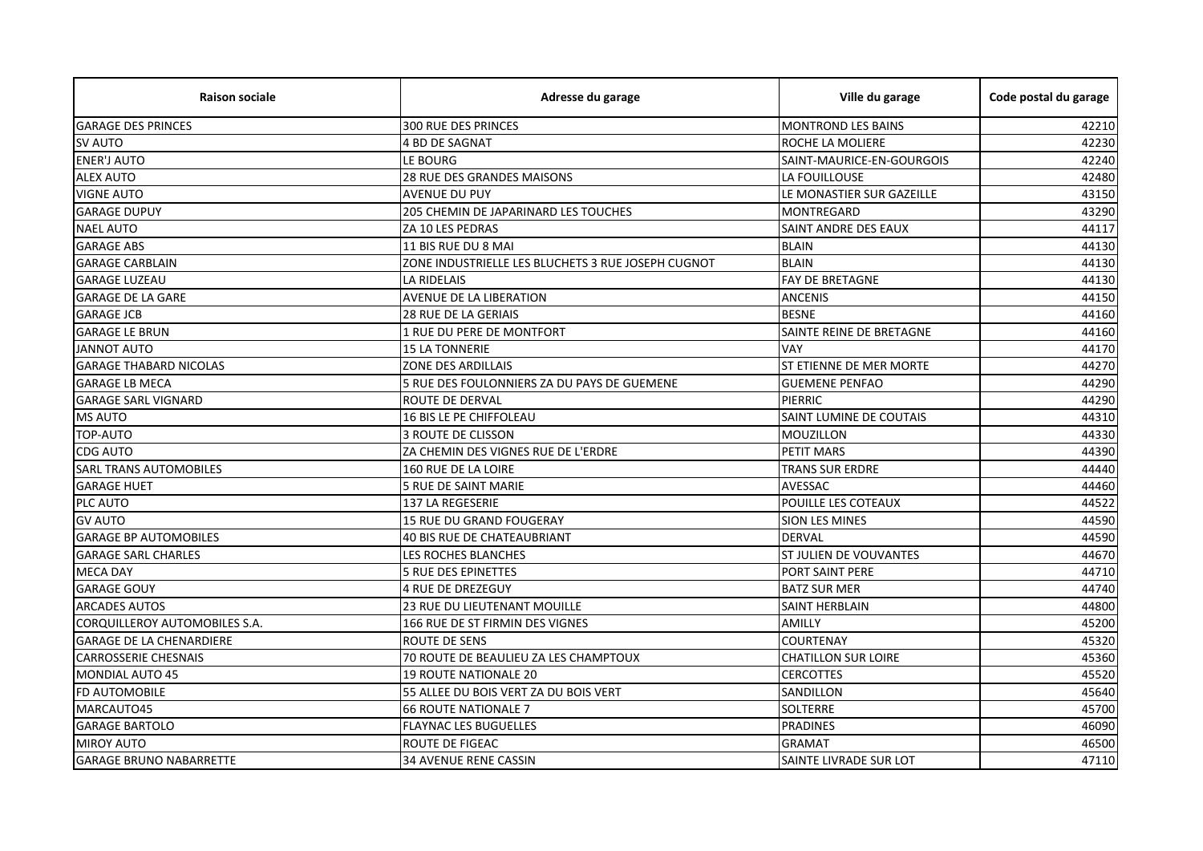| Raison sociale | Adresse du garage | Ville du garage | Code postal du garage |
|---|---|---|---|
| GARAGE DES PRINCES | 300 RUE DES PRINCES | MONTROND LES BAINS | 42210 |
| SV AUTO | 4 BD DE SAGNAT | ROCHE LA MOLIERE | 42230 |
| ENER'J AUTO | LE BOURG | SAINT-MAURICE-EN-GOURGOIS | 42240 |
| ALEX AUTO | 28 RUE DES GRANDES MAISONS | LA FOUILLOUSE | 42480 |
| VIGNE AUTO | AVENUE DU PUY | LE MONASTIER SUR GAZEILLE | 43150 |
| GARAGE DUPUY | 205 CHEMIN DE JAPARINARD LES TOUCHES | MONTREGARD | 43290 |
| NAEL AUTO | ZA 10 LES PEDRAS | SAINT ANDRE DES EAUX | 44117 |
| GARAGE ABS | 11 BIS RUE DU 8 MAI | BLAIN | 44130 |
| GARAGE CARBLAIN | ZONE INDUSTRIELLE LES BLUCHETS 3 RUE JOSEPH CUGNOT | BLAIN | 44130 |
| GARAGE LUZEAU | LA RIDELAIS | FAY DE BRETAGNE | 44130 |
| GARAGE DE LA GARE | AVENUE DE LA LIBERATION | ANCENIS | 44150 |
| GARAGE JCB | 28 RUE DE LA GERIAIS | BESNE | 44160 |
| GARAGE LE BRUN | 1 RUE DU PERE DE MONTFORT | SAINTE REINE DE BRETAGNE | 44160 |
| JANNOT AUTO | 15 LA TONNERIE | VAY | 44170 |
| GARAGE THABARD NICOLAS | ZONE DES ARDILLAIS | ST ETIENNE DE MER MORTE | 44270 |
| GARAGE LB MECA | 5 RUE DES FOULONNIERS ZA DU PAYS DE GUEMENE | GUEMENE PENFAO | 44290 |
| GARAGE SARL VIGNARD | ROUTE DE DERVAL | PIERRIC | 44290 |
| MS AUTO | 16 BIS LE PE CHIFFOLEAU | SAINT LUMINE DE COUTAIS | 44310 |
| TOP-AUTO | 3 ROUTE DE CLISSON | MOUZILLON | 44330 |
| CDG AUTO | ZA CHEMIN DES VIGNES RUE DE L'ERDRE | PETIT MARS | 44390 |
| SARL TRANS AUTOMOBILES | 160 RUE DE LA LOIRE | TRANS SUR ERDRE | 44440 |
| GARAGE HUET | 5 RUE DE SAINT MARIE | AVESSAC | 44460 |
| PLC AUTO | 137 LA REGESERIE | POUILLE LES COTEAUX | 44522 |
| GV AUTO | 15 RUE DU GRAND FOUGERAY | SION LES MINES | 44590 |
| GARAGE BP AUTOMOBILES | 40 BIS RUE DE CHATEAUBRIANT | DERVAL | 44590 |
| GARAGE SARL CHARLES | LES ROCHES BLANCHES | ST JULIEN DE VOUVANTES | 44670 |
| MECA DAY | 5 RUE DES EPINETTES | PORT SAINT PERE | 44710 |
| GARAGE GOUY | 4 RUE DE DREZEGUY | BATZ SUR MER | 44740 |
| ARCADES AUTOS | 23 RUE DU LIEUTENANT MOUILLE | SAINT HERBLAIN | 44800 |
| CORQUILLEROY AUTOMOBILES S.A. | 166 RUE DE ST FIRMIN DES VIGNES | AMILLY | 45200 |
| GARAGE DE LA CHENARDIERE | ROUTE DE SENS | COURTENAY | 45320 |
| CARROSSERIE CHESNAIS | 70 ROUTE DE BEAULIEU ZA LES CHAMPTOUX | CHATILLON SUR LOIRE | 45360 |
| MONDIAL AUTO 45 | 19 ROUTE NATIONALE 20 | CERCOTTES | 45520 |
| FD AUTOMOBILE | 55 ALLEE DU BOIS VERT ZA DU BOIS VERT | SANDILLON | 45640 |
| MARCAUTO45 | 66 ROUTE NATIONALE 7 | SOLTERRE | 45700 |
| GARAGE BARTOLO | FLAYNAC LES BUGUELLES | PRADINES | 46090 |
| MIROY AUTO | ROUTE DE FIGEAC | GRAMAT | 46500 |
| GARAGE BRUNO NABARRETTE | 34 AVENUE RENE CASSIN | SAINTE LIVRADE SUR LOT | 47110 |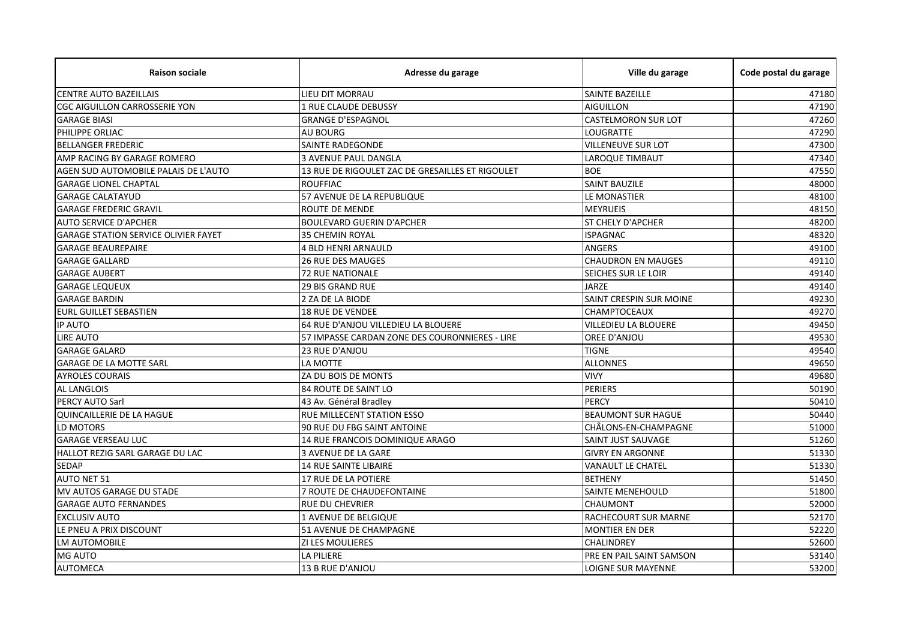| Raison sociale | Adresse du garage | Ville du garage | Code postal du garage |
|---|---|---|---|
| CENTRE AUTO BAZEILLAIS | LIEU DIT MORRAU | SAINTE BAZEILLE | 47180 |
| CGC AIGUILLON CARROSSERIE YON | 1 RUE CLAUDE DEBUSSY | AIGUILLON | 47190 |
| GARAGE BIASI | GRANGE D'ESPAGNOL | CASTELMORON SUR LOT | 47260 |
| PHILIPPE ORLIAC | AU BOURG | LOUGRATTE | 47290 |
| BELLANGER FREDERIC | SAINTE RADEGONDE | VILLENEUVE SUR LOT | 47300 |
| AMP RACING BY GARAGE ROMERO | 3 AVENUE PAUL DANGLA | LAROQUE TIMBAUT | 47340 |
| AGEN SUD AUTOMOBILE PALAIS DE L'AUTO | 13 RUE DE RIGOULET ZAC DE GRESAILLES ET RIGOULET | BOE | 47550 |
| GARAGE LIONEL CHAPTAL | ROUFFIAC | SAINT BAUZILE | 48000 |
| GARAGE CALATAYUD | 57 AVENUE DE LA REPUBLIQUE | LE MONASTIER | 48100 |
| GARAGE FREDERIC GRAVIL | ROUTE DE MENDE | MEYRUEIS | 48150 |
| AUTO SERVICE D'APCHER | BOULEVARD GUERIN D'APCHER | ST CHELY D'APCHER | 48200 |
| GARAGE STATION SERVICE OLIVIER FAYET | 35 CHEMIN ROYAL | ISPAGNAC | 48320 |
| GARAGE BEAUREPAIRE | 4 BLD HENRI ARNAULD | ANGERS | 49100 |
| GARAGE GALLARD | 26 RUE DES MAUGES | CHAUDRON EN MAUGES | 49110 |
| GARAGE AUBERT | 72 RUE NATIONALE | SEICHES SUR LE LOIR | 49140 |
| GARAGE LEQUEUX | 29 BIS GRAND RUE | JARZE | 49140 |
| GARAGE BARDIN | 2 ZA DE LA BIODE | SAINT CRESPIN SUR MOINE | 49230 |
| EURL GUILLET SEBASTIEN | 18 RUE DE VENDEE | CHAMPTOCEAUX | 49270 |
| IP AUTO | 64 RUE D'ANJOU VILLEDIEU LA BLOUERE | VILLEDIEU LA BLOUERE | 49450 |
| LIRE AUTO | 57 IMPASSE CARDAN ZONE DES COURONNIERES - LIRE | OREE D'ANJOU | 49530 |
| GARAGE GALARD | 23 RUE D'ANJOU | TIGNE | 49540 |
| GARAGE DE LA MOTTE SARL | LA MOTTE | ALLONNES | 49650 |
| AYROLES COURAIS | ZA DU BOIS DE MONTS | VIVY | 49680 |
| AL LANGLOIS | 84 ROUTE DE SAINT LO | PERIERS | 50190 |
| PERCY AUTO Sarl | 43 Av. Général Bradley | PERCY | 50410 |
| QUINCAILLERIE DE LA HAGUE | RUE MILLECENT STATION ESSO | BEAUMONT SUR HAGUE | 50440 |
| LD MOTORS | 90 RUE DU FBG SAINT ANTOINE | CHÂLONS-EN-CHAMPAGNE | 51000 |
| GARAGE VERSEAU LUC | 14 RUE FRANCOIS DOMINIQUE ARAGO | SAINT JUST SAUVAGE | 51260 |
| HALLOT REZIG SARL GARAGE DU LAC | 3 AVENUE DE LA GARE | GIVRY EN ARGONNE | 51330 |
| SEDAP | 14 RUE SAINTE LIBAIRE | VANAULT LE CHATEL | 51330 |
| AUTO NET 51 | 17 RUE DE LA POTIERE | BETHENY | 51450 |
| MV AUTOS GARAGE DU STADE | 7 ROUTE DE CHAUDEFONTAINE | SAINTE MENEHOULD | 51800 |
| GARAGE AUTO FERNANDES | RUE DU CHEVRIER | CHAUMONT | 52000 |
| EXCLUSIV AUTO | 1 AVENUE DE BELGIQUE | RACHECOURT SUR MARNE | 52170 |
| LE PNEU A PRIX DISCOUNT | 51 AVENUE DE CHAMPAGNE | MONTIER EN DER | 52220 |
| LM AUTOMOBILE | ZI LES MOULIERES | CHALINDREY | 52600 |
| MG AUTO | LA PILIERE | PRE EN PAIL SAINT SAMSON | 53140 |
| AUTOMECA | 13 B RUE D'ANJOU | LOIGNE SUR MAYENNE | 53200 |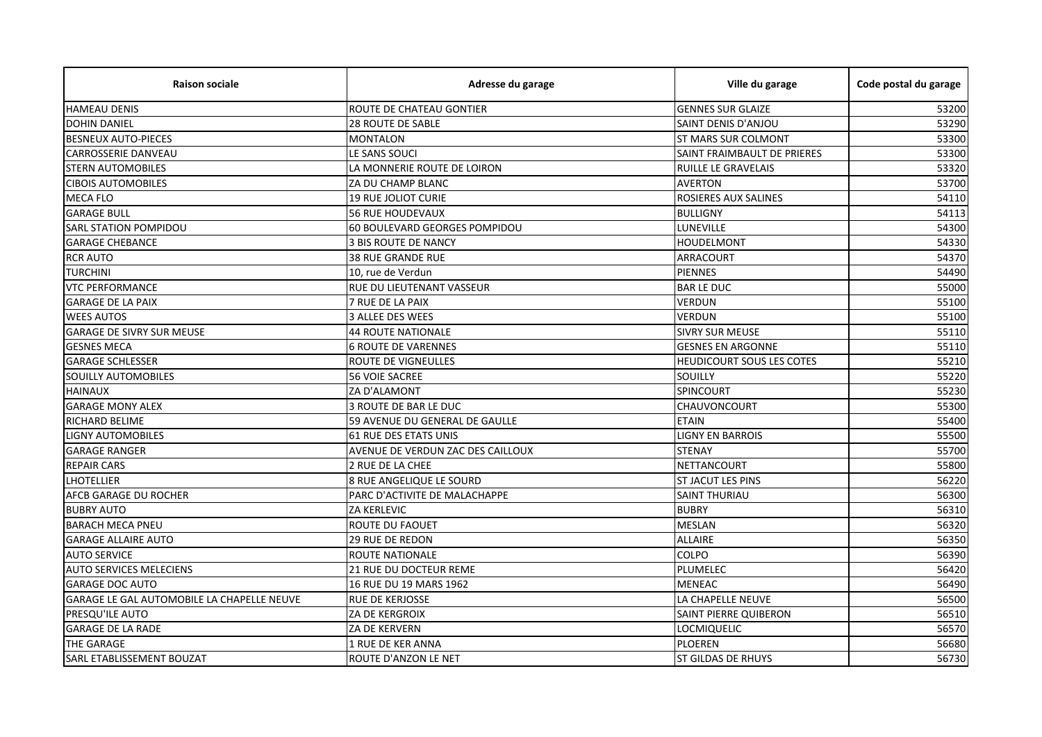| Raison sociale | Adresse du garage | Ville du garage | Code postal du garage |
|---|---|---|---|
| HAMEAU DENIS | ROUTE DE CHATEAU GONTIER | GENNES SUR GLAIZE | 53200 |
| DOHIN DANIEL | 28 ROUTE DE SABLE | SAINT DENIS D'ANJOU | 53290 |
| BESNEUX AUTO-PIECES | MONTALON | ST MARS SUR COLMONT | 53300 |
| CARROSSERIE DANVEAU | LE SANS SOUCI | SAINT FRAIMBAULT DE PRIERES | 53300 |
| STERN AUTOMOBILES | LA MONNERIE ROUTE DE LOIRON | RUILLE LE GRAVELAIS | 53320 |
| CIBOIS AUTOMOBILES | ZA DU CHAMP BLANC | AVERTON | 53700 |
| MECA FLO | 19 RUE JOLIOT CURIE | ROSIERES AUX SALINES | 54110 |
| GARAGE BULL | 56 RUE HOUDEVAUX | BULLIGNY | 54113 |
| SARL STATION POMPIDOU | 60 BOULEVARD GEORGES POMPIDOU | LUNEVILLE | 54300 |
| GARAGE CHEBANCE | 3 BIS ROUTE DE NANCY | HOUDELMONT | 54330 |
| RCR AUTO | 38 RUE GRANDE RUE | ARRACOURT | 54370 |
| TURCHINI | 10, rue de Verdun | PIENNES | 54490 |
| VTC PERFORMANCE | RUE DU LIEUTENANT VASSEUR | BAR LE DUC | 55000 |
| GARAGE DE LA PAIX | 7 RUE DE LA PAIX | VERDUN | 55100 |
| WEES AUTOS | 3 ALLEE DES WEES | VERDUN | 55100 |
| GARAGE DE SIVRY SUR MEUSE | 44 ROUTE NATIONALE | SIVRY SUR MEUSE | 55110 |
| GESNES MECA | 6 ROUTE DE VARENNES | GESNES EN ARGONNE | 55110 |
| GARAGE SCHLESSER | ROUTE DE VIGNEULLES | HEUDICOURT SOUS LES COTES | 55210 |
| SOUILLY AUTOMOBILES | 56 VOIE SACREE | SOUILLY | 55220 |
| HAINAUX | ZA D'ALAMONT | SPINCOURT | 55230 |
| GARAGE MONY ALEX | 3 ROUTE DE BAR LE DUC | CHAUVONCOURT | 55300 |
| RICHARD BELIME | 59 AVENUE DU GENERAL DE GAULLE | ETAIN | 55400 |
| LIGNY AUTOMOBILES | 61 RUE DES ETATS UNIS | LIGNY EN BARROIS | 55500 |
| GARAGE RANGER | AVENUE DE VERDUN ZAC DES CAILLOUX | STENAY | 55700 |
| REPAIR CARS | 2 RUE DE LA CHEE | NETTANCOURT | 55800 |
| LHOTELLIER | 8 RUE ANGELIQUE LE SOURD | ST JACUT LES PINS | 56220 |
| AFCB GARAGE DU ROCHER | PARC D'ACTIVITE DE MALACHAPPE | SAINT THURIAU | 56300 |
| BUBRY AUTO | ZA KERLEVIC | BUBRY | 56310 |
| BARACH MECA PNEU | ROUTE DU FAOUET | MESLAN | 56320 |
| GARAGE ALLAIRE AUTO | 29 RUE DE REDON | ALLAIRE | 56350 |
| AUTO SERVICE | ROUTE NATIONALE | COLPO | 56390 |
| AUTO SERVICES MELECIENS | 21 RUE DU DOCTEUR REME | PLUMELEC | 56420 |
| GARAGE DOC AUTO | 16 RUE DU 19 MARS 1962 | MENEAC | 56490 |
| GARAGE LE GAL AUTOMOBILE LA CHAPELLE NEUVE | RUE DE KERJOSSE | LA CHAPELLE NEUVE | 56500 |
| PRESQU'ILE AUTO | ZA DE KERGROIX | SAINT PIERRE QUIBERON | 56510 |
| GARAGE DE LA RADE | ZA DE KERVERN | LOCMIQUELIC | 56570 |
| THE GARAGE | 1 RUE DE KER ANNA | PLOEREN | 56680 |
| SARL ETABLISSEMENT BOUZAT | ROUTE D'ANZON LE NET | ST GILDAS DE RHUYS | 56730 |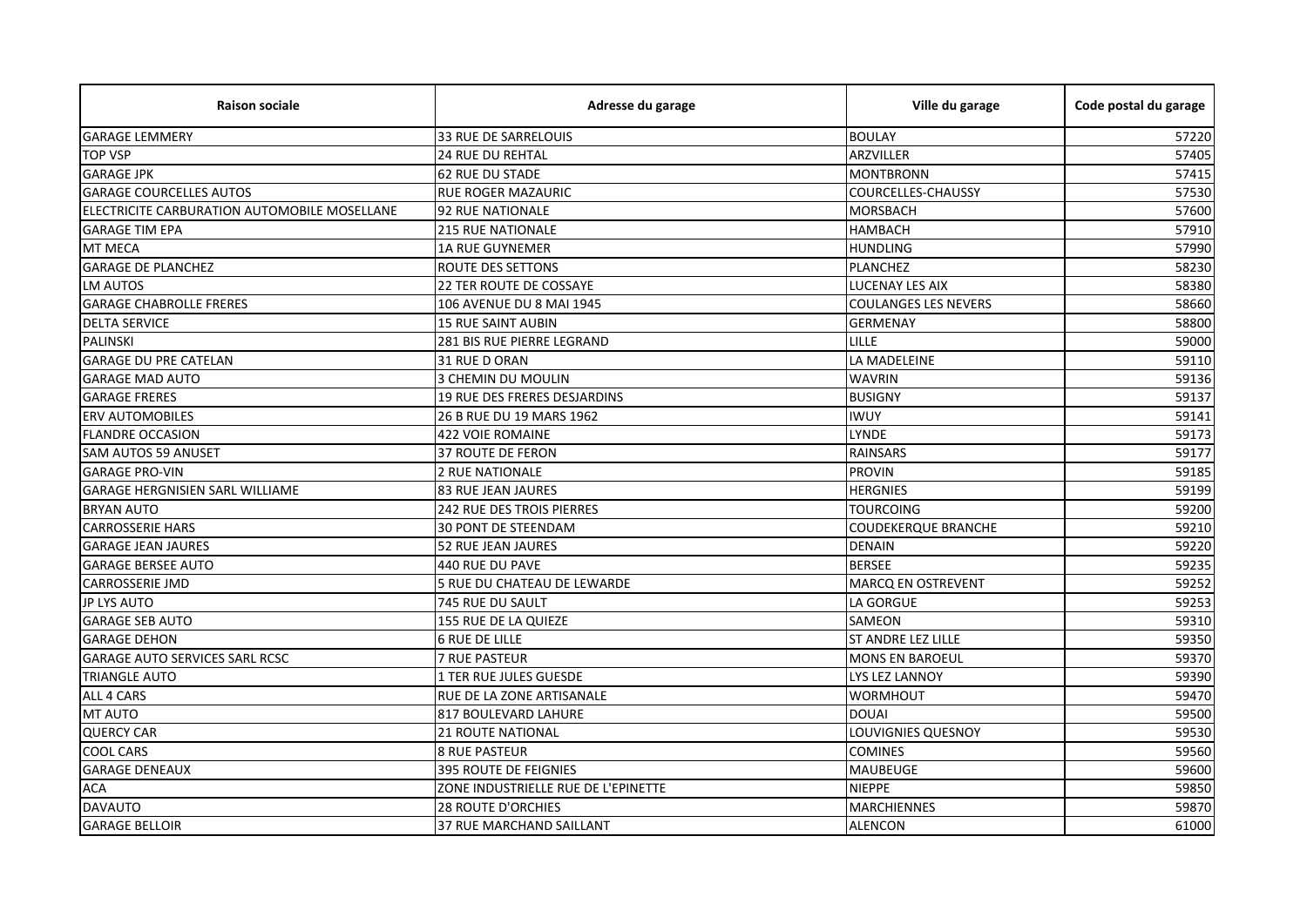| Raison sociale | Adresse du garage | Ville du garage | Code postal du garage |
|---|---|---|---|
| GARAGE LEMMERY | 33 RUE DE SARRELOUIS | BOULAY | 57220 |
| TOP VSP | 24 RUE DU REHTAL | ARZVILLER | 57405 |
| GARAGE JPK | 62 RUE DU STADE | MONTBRONN | 57415 |
| GARAGE COURCELLES AUTOS | RUE ROGER MAZAURIC | COURCELLES-CHAUSSY | 57530 |
| ELECTRICITE CARBURATION AUTOMOBILE MOSELLANE | 92 RUE NATIONALE | MORSBACH | 57600 |
| GARAGE TIM EPA | 215 RUE NATIONALE | HAMBACH | 57910 |
| MT MECA | 1A RUE GUYNEMER | HUNDLING | 57990 |
| GARAGE DE PLANCHEZ | ROUTE DES SETTONS | PLANCHEZ | 58230 |
| LM AUTOS | 22 TER ROUTE DE COSSAYE | LUCENAY LES AIX | 58380 |
| GARAGE CHABROLLE FRERES | 106 AVENUE DU 8 MAI 1945 | COULANGES LES NEVERS | 58660 |
| DELTA SERVICE | 15 RUE SAINT AUBIN | GERMENAY | 58800 |
| PALINSKI | 281 BIS RUE PIERRE LEGRAND | LILLE | 59000 |
| GARAGE DU PRE CATELAN | 31 RUE D ORAN | LA MADELEINE | 59110 |
| GARAGE MAD AUTO | 3 CHEMIN DU MOULIN | WAVRIN | 59136 |
| GARAGE FRERES | 19 RUE DES FRERES DESJARDINS | BUSIGNY | 59137 |
| ERV AUTOMOBILES | 26 B RUE DU 19 MARS 1962 | IWUY | 59141 |
| FLANDRE OCCASION | 422 VOIE ROMAINE | LYNDE | 59173 |
| SAM AUTOS 59 ANUSET | 37 ROUTE DE FERON | RAINSARS | 59177 |
| GARAGE PRO-VIN | 2 RUE NATIONALE | PROVIN | 59185 |
| GARAGE HERGNISIEN SARL WILLIAME | 83 RUE JEAN JAURES | HERGNIES | 59199 |
| BRYAN AUTO | 242 RUE DES TROIS PIERRES | TOURCOING | 59200 |
| CARROSSERIE HARS | 30 PONT DE STEENDAM | COUDEKERQUE BRANCHE | 59210 |
| GARAGE JEAN JAURES | 52 RUE JEAN JAURES | DENAIN | 59220 |
| GARAGE BERSEE AUTO | 440 RUE DU PAVE | BERSEE | 59235 |
| CARROSSERIE JMD | 5 RUE DU CHATEAU DE LEWARDE | MARCQ EN OSTREVENT | 59252 |
| JP LYS AUTO | 745 RUE DU SAULT | LA GORGUE | 59253 |
| GARAGE SEB AUTO | 155 RUE DE LA QUIEZE | SAMEON | 59310 |
| GARAGE DEHON | 6 RUE DE LILLE | ST ANDRE LEZ LILLE | 59350 |
| GARAGE AUTO SERVICES SARL RCSC | 7 RUE PASTEUR | MONS EN BAROEUL | 59370 |
| TRIANGLE AUTO | 1 TER RUE JULES GUESDE | LYS LEZ LANNOY | 59390 |
| ALL 4 CARS | RUE DE LA ZONE ARTISANALE | WORMHOUT | 59470 |
| MT AUTO | 817 BOULEVARD LAHURE | DOUAI | 59500 |
| QUERCY CAR | 21 ROUTE NATIONAL | LOUVIGNIES QUESNOY | 59530 |
| COOL CARS | 8 RUE PASTEUR | COMINES | 59560 |
| GARAGE DENEAUX | 395 ROUTE DE FEIGNIES | MAUBEUGE | 59600 |
| ACA | ZONE INDUSTRIELLE RUE DE L'EPINETTE | NIEPPE | 59850 |
| DAVAUTO | 28 ROUTE D'ORCHIES | MARCHIENNES | 59870 |
| GARAGE BELLOIR | 37 RUE MARCHAND SAILLANT | ALENCON | 61000 |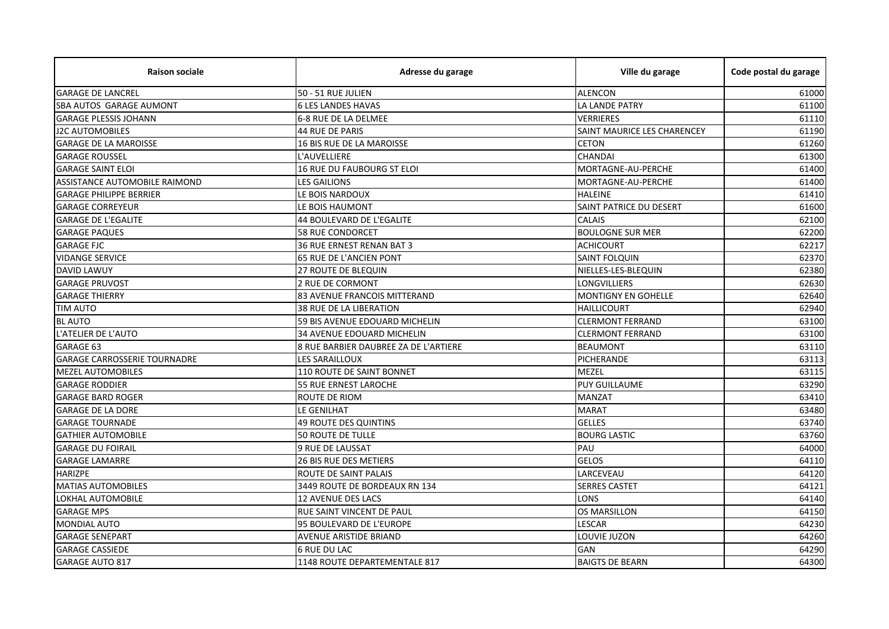| Raison sociale | Adresse du garage | Ville du garage | Code postal du garage |
|---|---|---|---|
| GARAGE DE LANCREL | 50 - 51 RUE JULIEN | ALENCON | 61000 |
| SBA AUTOS  GARAGE AUMONT | 6 LES LANDES HAVAS | LA LANDE PATRY | 61100 |
| GARAGE PLESSIS JOHANN | 6-8 RUE DE LA DELMEE | VERRIERES | 61110 |
| J2C AUTOMOBILES | 44 RUE DE PARIS | SAINT MAURICE LES CHARENCEY | 61190 |
| GARAGE DE LA MAROISSE | 16 BIS RUE DE LA MAROISSE | CETON | 61260 |
| GARAGE ROUSSEL | L'AUVELLIERE | CHANDAI | 61300 |
| GARAGE SAINT ELOI | 16 RUE DU FAUBOURG ST ELOI | MORTAGNE-AU-PERCHE | 61400 |
| ASSISTANCE AUTOMOBILE RAIMOND | LES GAILIONS | MORTAGNE-AU-PERCHE | 61400 |
| GARAGE PHILIPPE BERRIER | LE BOIS NARDOUX | HALEINE | 61410 |
| GARAGE CORREYEUR | LE BOIS HAUMONT | SAINT PATRICE DU DESERT | 61600 |
| GARAGE DE L'EGALITE | 44 BOULEVARD DE L'EGALITE | CALAIS | 62100 |
| GARAGE PAQUES | 58 RUE CONDORCET | BOULOGNE SUR MER | 62200 |
| GARAGE FJC | 36 RUE ERNEST RENAN BAT 3 | ACHICOURT | 62217 |
| VIDANGE SERVICE | 65 RUE DE L'ANCIEN PONT | SAINT FOLQUIN | 62370 |
| DAVID LAWUY | 27 ROUTE DE BLEQUIN | NIELLES-LES-BLEQUIN | 62380 |
| GARAGE PRUVOST | 2 RUE DE CORMONT | LONGVILLIERS | 62630 |
| GARAGE THIERRY | 83 AVENUE FRANCOIS MITTERAND | MONTIGNY EN GOHELLE | 62640 |
| TIM AUTO | 38 RUE DE LA LIBERATION | HAILLICOURT | 62940 |
| BL AUTO | 59 BIS AVENUE EDOUARD MICHELIN | CLERMONT FERRAND | 63100 |
| L'ATELIER DE L'AUTO | 34 AVENUE EDOUARD MICHELIN | CLERMONT FERRAND | 63100 |
| GARAGE 63 | 8 RUE BARBIER DAUBREE ZA DE L'ARTIERE | BEAUMONT | 63110 |
| GARAGE CARROSSERIE TOURNADRE | LES SARAILLOUX | PICHERANDE | 63113 |
| MEZEL AUTOMOBILES | 110 ROUTE DE SAINT BONNET | MEZEL | 63115 |
| GARAGE RODDIER | 55 RUE ERNEST LAROCHE | PUY GUILLAUME | 63290 |
| GARAGE BARD ROGER | ROUTE DE RIOM | MANZAT | 63410 |
| GARAGE DE LA DORE | LE GENILHAT | MARAT | 63480 |
| GARAGE TOURNADE | 49 ROUTE DES QUINTINS | GELLES | 63740 |
| GATHIER AUTOMOBILE | 50 ROUTE DE TULLE | BOURG LASTIC | 63760 |
| GARAGE DU FOIRAIL | 9 RUE DE LAUSSAT | PAU | 64000 |
| GARAGE LAMARRE | 26 BIS RUE DES METIERS | GELOS | 64110 |
| HARIZPE | ROUTE DE SAINT PALAIS | LARCEVEAU | 64120 |
| MATIAS AUTOMOBILES | 3449 ROUTE DE BORDEAUX RN 134 | SERRES CASTET | 64121 |
| LOKHAL AUTOMOBILE | 12 AVENUE DES LACS | LONS | 64140 |
| GARAGE MPS | RUE SAINT VINCENT DE PAUL | OS MARSILLON | 64150 |
| MONDIAL AUTO | 95 BOULEVARD DE L'EUROPE | LESCAR | 64230 |
| GARAGE SENEPART | AVENUE ARISTIDE BRIAND | LOUVIE JUZON | 64260 |
| GARAGE CASSIEDE | 6 RUE DU LAC | GAN | 64290 |
| GARAGE AUTO 817 | 1148 ROUTE DEPARTEMENTALE 817 | BAIGTS DE BEARN | 64300 |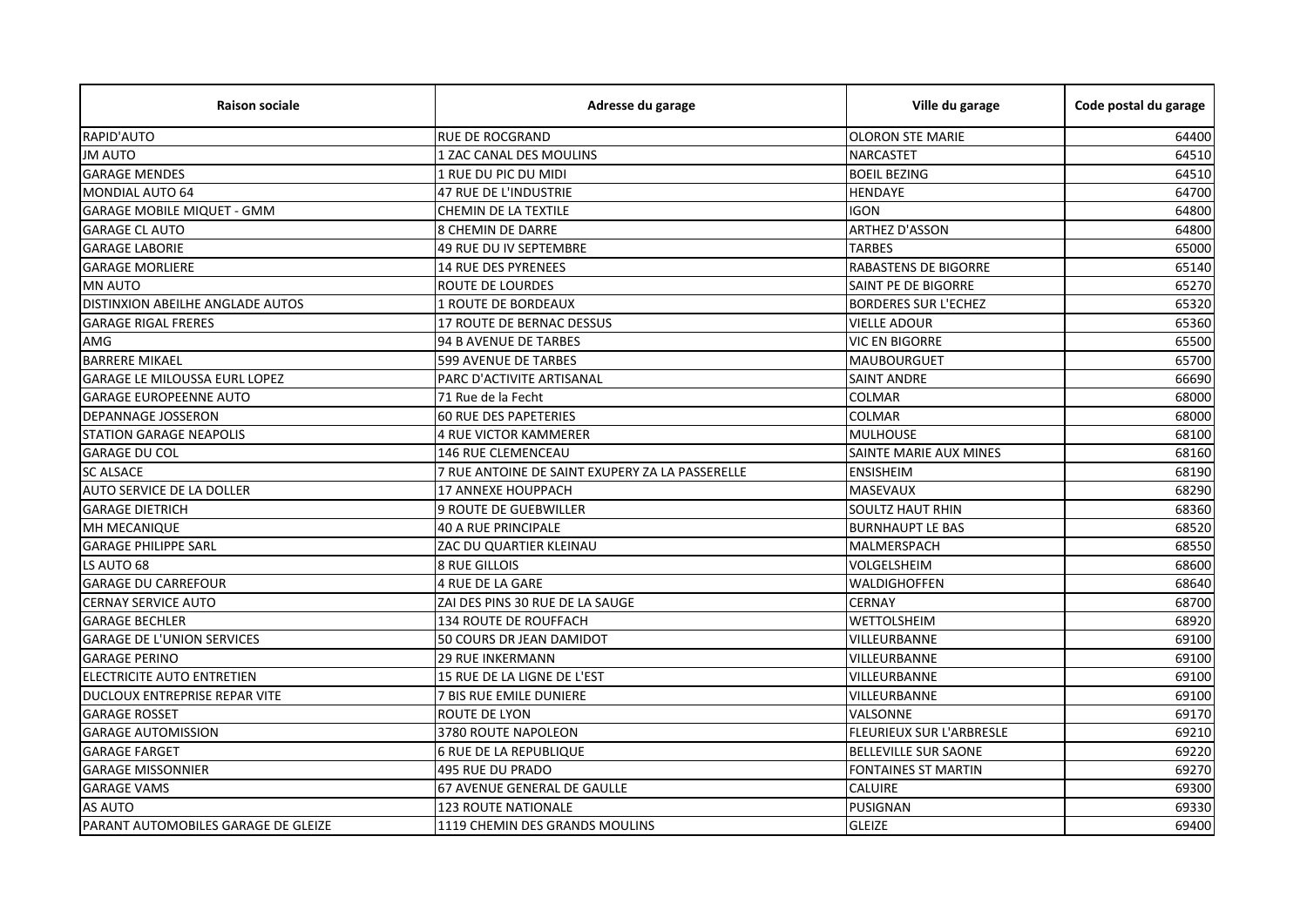| Raison sociale | Adresse du garage | Ville du garage | Code postal du garage |
|---|---|---|---|
| RAPID'AUTO | RUE DE ROCGRAND | OLORON STE MARIE | 64400 |
| JM AUTO | 1 ZAC CANAL DES MOULINS | NARCASTET | 64510 |
| GARAGE MENDES | 1 RUE DU PIC DU MIDI | BOEIL BEZING | 64510 |
| MONDIAL AUTO 64 | 47 RUE DE L'INDUSTRIE | HENDAYE | 64700 |
| GARAGE MOBILE MIQUET - GMM | CHEMIN DE LA TEXTILE | IGON | 64800 |
| GARAGE CL AUTO | 8 CHEMIN DE DARRE | ARTHEZ D'ASSON | 64800 |
| GARAGE LABORIE | 49 RUE DU IV SEPTEMBRE | TARBES | 65000 |
| GARAGE MORLIERE | 14 RUE DES PYRENEES | RABASTENS DE BIGORRE | 65140 |
| MN AUTO | ROUTE DE LOURDES | SAINT PE DE BIGORRE | 65270 |
| DISTINXION ABEILHE ANGLADE AUTOS | 1 ROUTE DE BORDEAUX | BORDERES SUR L'ECHEZ | 65320 |
| GARAGE RIGAL FRERES | 17 ROUTE DE BERNAC DESSUS | VIELLE ADOUR | 65360 |
| AMG | 94 B AVENUE DE TARBES | VIC EN BIGORRE | 65500 |
| BARRERE MIKAEL | 599 AVENUE DE TARBES | MAUBOURGUET | 65700 |
| GARAGE LE MILOUSSA EURL LOPEZ | PARC D'ACTIVITE ARTISANAL | SAINT ANDRE | 66690 |
| GARAGE EUROPEENNE AUTO | 71 Rue de la Fecht | COLMAR | 68000 |
| DEPANNAGE JOSSERON | 60 RUE DES PAPETERIES | COLMAR | 68000 |
| STATION GARAGE NEAPOLIS | 4 RUE VICTOR KAMMERER | MULHOUSE | 68100 |
| GARAGE DU COL | 146 RUE CLEMENCEAU | SAINTE MARIE AUX MINES | 68160 |
| SC ALSACE | 7 RUE ANTOINE DE SAINT EXUPERY ZA LA PASSERELLE | ENSISHEIM | 68190 |
| AUTO SERVICE DE LA DOLLER | 17 ANNEXE HOUPPACH | MASEVAUX | 68290 |
| GARAGE DIETRICH | 9 ROUTE DE GUEBWILLER | SOULTZ HAUT RHIN | 68360 |
| MH MECANIQUE | 40 A RUE PRINCIPALE | BURNHAUPT LE BAS | 68520 |
| GARAGE PHILIPPE SARL | ZAC DU QUARTIER KLEINAU | MALMERSPACH | 68550 |
| LS AUTO 68 | 8 RUE GILLOIS | VOLGELSHEIM | 68600 |
| GARAGE DU CARREFOUR | 4 RUE DE LA GARE | WALDIGHOFFEN | 68640 |
| CERNAY SERVICE AUTO | ZAI DES PINS 30 RUE DE LA SAUGE | CERNAY | 68700 |
| GARAGE BECHLER | 134 ROUTE DE ROUFFACH | WETTOLSHEIM | 68920 |
| GARAGE DE L'UNION SERVICES | 50 COURS DR JEAN DAMIDOT | VILLEURBANNE | 69100 |
| GARAGE PERINO | 29 RUE INKERMANN | VILLEURBANNE | 69100 |
| ELECTRICITE AUTO ENTRETIEN | 15 RUE DE LA LIGNE DE L'EST | VILLEURBANNE | 69100 |
| DUCLOUX ENTREPRISE REPAR VITE | 7 BIS RUE EMILE DUNIERE | VILLEURBANNE | 69100 |
| GARAGE ROSSET | ROUTE DE LYON | VALSONNE | 69170 |
| GARAGE AUTOMISSION | 3780 ROUTE NAPOLEON | FLEURIEUX SUR L'ARBRESLE | 69210 |
| GARAGE FARGET | 6 RUE DE LA REPUBLIQUE | BELLEVILLE SUR SAONE | 69220 |
| GARAGE MISSONNIER | 495 RUE DU PRADO | FONTAINES ST MARTIN | 69270 |
| GARAGE VAMS | 67 AVENUE GENERAL DE GAULLE | CALUIRE | 69300 |
| AS AUTO | 123 ROUTE NATIONALE | PUSIGNAN | 69330 |
| PARANT AUTOMOBILES GARAGE DE GLEIZE | 1119 CHEMIN DES GRANDS MOULINS | GLEIZE | 69400 |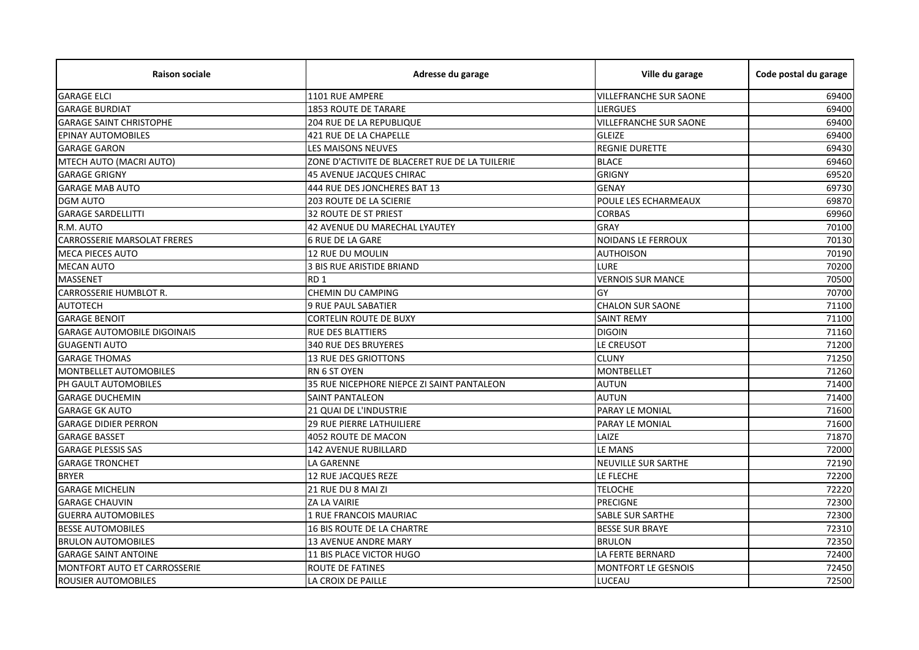| Raison sociale | Adresse du garage | Ville du garage | Code postal du garage |
|---|---|---|---|
| GARAGE ELCI | 1101 RUE AMPERE | VILLEFRANCHE SUR SAONE | 69400 |
| GARAGE BURDIAT | 1853 ROUTE DE TARARE | LIERGUES | 69400 |
| GARAGE SAINT CHRISTOPHE | 204 RUE DE LA REPUBLIQUE | VILLEFRANCHE SUR SAONE | 69400 |
| EPINAY AUTOMOBILES | 421 RUE DE LA CHAPELLE | GLEIZE | 69400 |
| GARAGE GARON | LES MAISONS NEUVES | REGNIE DURETTE | 69430 |
| MTECH AUTO (MACRI AUTO) | ZONE D'ACTIVITE DE BLACERET RUE DE LA TUILERIE | BLACE | 69460 |
| GARAGE GRIGNY | 45 AVENUE JACQUES CHIRAC | GRIGNY | 69520 |
| GARAGE MAB AUTO | 444 RUE DES JONCHERES BAT 13 | GENAY | 69730 |
| DGM AUTO | 203 ROUTE DE LA SCIERIE | POULE LES ECHARMEAUX | 69870 |
| GARAGE SARDELLITTI | 32 ROUTE DE ST PRIEST | CORBAS | 69960 |
| R.M. AUTO | 42 AVENUE DU MARECHAL LYAUTEY | GRAY | 70100 |
| CARROSSERIE MARSOLAT FRERES | 6 RUE DE LA GARE | NOIDANS LE FERROUX | 70130 |
| MECA PIECES AUTO | 12 RUE DU MOULIN | AUTHOISON | 70190 |
| MECAN AUTO | 3 BIS RUE ARISTIDE BRIAND | LURE | 70200 |
| MASSENET | RD 1 | VERNOIS SUR MANCE | 70500 |
| CARROSSERIE HUMBLOT R. | CHEMIN DU CAMPING | GY | 70700 |
| AUTOTECH | 9 RUE PAUL SABATIER | CHALON SUR SAONE | 71100 |
| GARAGE BENOIT | CORTELIN ROUTE DE BUXY | SAINT REMY | 71100 |
| GARAGE AUTOMOBILE DIGOINAIS | RUE DES BLATTIERS | DIGOIN | 71160 |
| GUAGENTI AUTO | 340 RUE DES BRUYERES | LE CREUSOT | 71200 |
| GARAGE THOMAS | 13 RUE DES GRIOTTONS | CLUNY | 71250 |
| MONTBELLET AUTOMOBILES | RN 6 ST OYEN | MONTBELLET | 71260 |
| PH GAULT AUTOMOBILES | 35 RUE NICEPHORE NIEPCE ZI SAINT PANTALEON | AUTUN | 71400 |
| GARAGE DUCHEMIN | SAINT PANTALEON | AUTUN | 71400 |
| GARAGE GK AUTO | 21 QUAI DE L'INDUSTRIE | PARAY LE MONIAL | 71600 |
| GARAGE DIDIER PERRON | 29 RUE PIERRE LATHUILIERE | PARAY LE MONIAL | 71600 |
| GARAGE BASSET | 4052 ROUTE DE MACON | LAIZE | 71870 |
| GARAGE PLESSIS SAS | 142 AVENUE RUBILLARD | LE MANS | 72000 |
| GARAGE TRONCHET | LA GARENNE | NEUVILLE SUR SARTHE | 72190 |
| BRYER | 12 RUE JACQUES REZE | LE FLECHE | 72200 |
| GARAGE MICHELIN | 21 RUE DU 8 MAI ZI | TELOCHE | 72220 |
| GARAGE CHAUVIN | ZA LA VAIRIE | PRECIGNE | 72300 |
| GUERRA AUTOMOBILES | 1 RUE FRANCOIS MAURIAC | SABLE SUR SARTHE | 72300 |
| BESSE AUTOMOBILES | 16 BIS ROUTE DE LA CHARTRE | BESSE SUR BRAYE | 72310 |
| BRULON AUTOMOBILES | 13 AVENUE ANDRE MARY | BRULON | 72350 |
| GARAGE SAINT ANTOINE | 11 BIS PLACE VICTOR HUGO | LA FERTE BERNARD | 72400 |
| MONTFORT AUTO ET CARROSSERIE | ROUTE DE FATINES | MONTFORT LE GESNOIS | 72450 |
| ROUSIER AUTOMOBILES | LA CROIX DE PAILLE | LUCEAU | 72500 |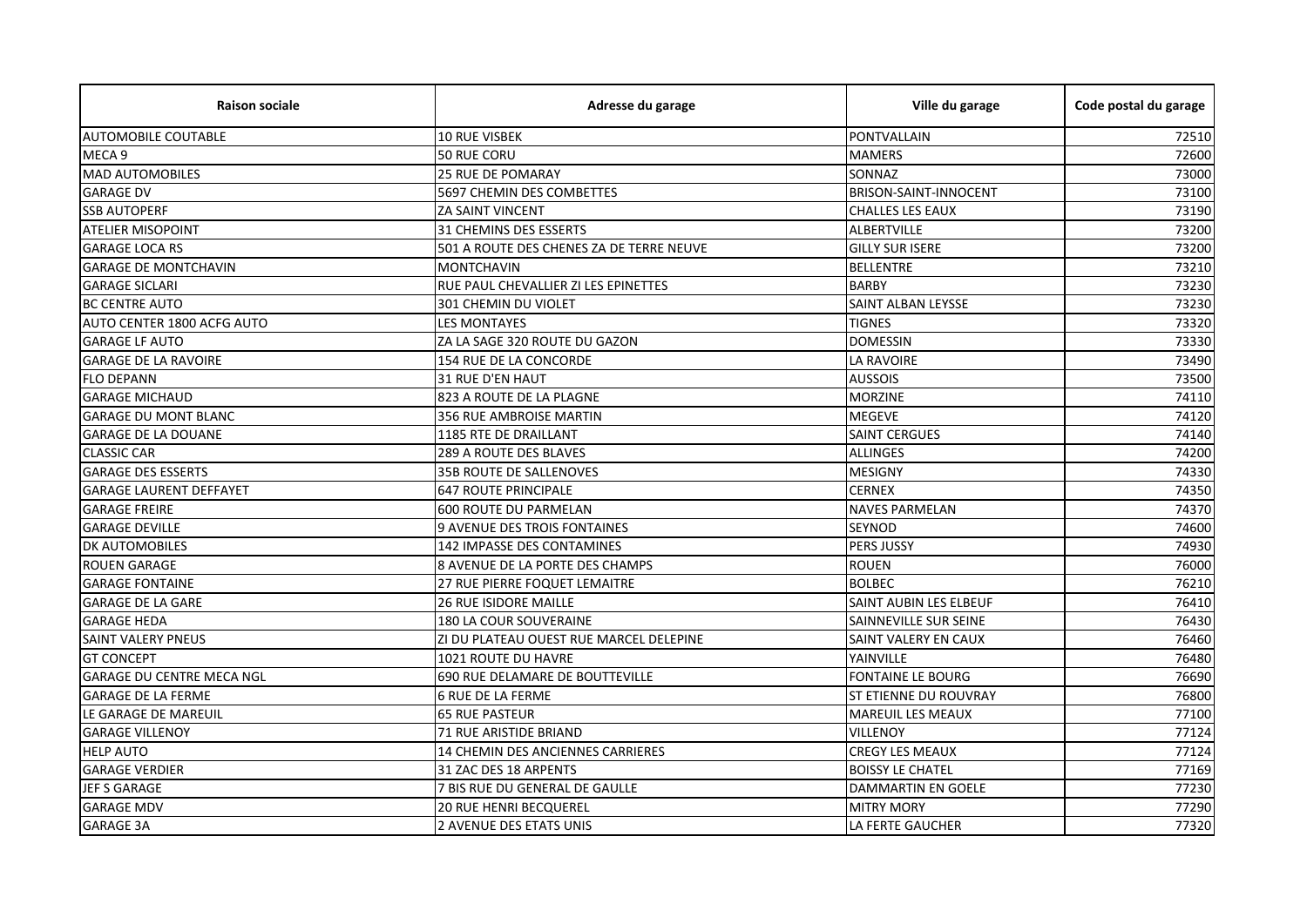| Raison sociale | Adresse du garage | Ville du garage | Code postal du garage |
|---|---|---|---|
| AUTOMOBILE COUTABLE | 10 RUE VISBEK | PONTVALLAIN | 72510 |
| MECA 9 | 50 RUE CORU | MAMERS | 72600 |
| MAD AUTOMOBILES | 25 RUE DE POMARAY | SONNAZ | 73000 |
| GARAGE DV | 5697 CHEMIN DES COMBETTES | BRISON-SAINT-INNOCENT | 73100 |
| SSB AUTOPERF | ZA SAINT VINCENT | CHALLES LES EAUX | 73190 |
| ATELIER MISOPOINT | 31 CHEMINS DES ESSERTS | ALBERTVILLE | 73200 |
| GARAGE LOCA RS | 501 A ROUTE DES CHENES ZA DE TERRE NEUVE | GILLY SUR ISERE | 73200 |
| GARAGE DE MONTCHAVIN | MONTCHAVIN | BELLENTRE | 73210 |
| GARAGE SICLARI | RUE PAUL CHEVALLIER ZI LES EPINETTES | BARBY | 73230 |
| BC CENTRE AUTO | 301 CHEMIN DU VIOLET | SAINT ALBAN LEYSSE | 73230 |
| AUTO CENTER 1800 ACFG AUTO | LES MONTAYES | TIGNES | 73320 |
| GARAGE LF AUTO | ZA LA SAGE 320 ROUTE DU GAZON | DOMESSIN | 73330 |
| GARAGE DE LA RAVOIRE | 154 RUE DE LA CONCORDE | LA RAVOIRE | 73490 |
| FLO DEPANN | 31 RUE D'EN HAUT | AUSSOIS | 73500 |
| GARAGE MICHAUD | 823 A ROUTE DE LA PLAGNE | MORZINE | 74110 |
| GARAGE DU MONT BLANC | 356 RUE AMBROISE MARTIN | MEGEVE | 74120 |
| GARAGE DE LA DOUANE | 1185 RTE DE DRAILLANT | SAINT CERGUES | 74140 |
| CLASSIC CAR | 289 A ROUTE DES BLAVES | ALLINGES | 74200 |
| GARAGE DES ESSERTS | 35B ROUTE DE SALLENOVES | MESIGNY | 74330 |
| GARAGE LAURENT DEFFAYET | 647 ROUTE PRINCIPALE | CERNEX | 74350 |
| GARAGE FREIRE | 600 ROUTE DU PARMELAN | NAVES PARMELAN | 74370 |
| GARAGE DEVILLE | 9 AVENUE DES TROIS FONTAINES | SEYNOD | 74600 |
| DK AUTOMOBILES | 142 IMPASSE DES CONTAMINES | PERS JUSSY | 74930 |
| ROUEN GARAGE | 8 AVENUE DE LA PORTE DES CHAMPS | ROUEN | 76000 |
| GARAGE FONTAINE | 27 RUE PIERRE FOQUET LEMAITRE | BOLBEC | 76210 |
| GARAGE DE LA GARE | 26 RUE ISIDORE MAILLE | SAINT AUBIN LES ELBEUF | 76410 |
| GARAGE HEDA | 180 LA COUR SOUVERAINE | SAINNEVILLE SUR SEINE | 76430 |
| SAINT VALERY PNEUS | ZI DU PLATEAU OUEST RUE MARCEL DELEPINE | SAINT VALERY EN CAUX | 76460 |
| GT CONCEPT | 1021 ROUTE DU HAVRE | YAINVILLE | 76480 |
| GARAGE DU CENTRE MECA NGL | 690 RUE DELAMARE DE BOUTTEVILLE | FONTAINE LE BOURG | 76690 |
| GARAGE DE LA FERME | 6 RUE DE LA FERME | ST ETIENNE DU ROUVRAY | 76800 |
| LE GARAGE DE MAREUIL | 65 RUE PASTEUR | MAREUIL LES MEAUX | 77100 |
| GARAGE VILLENOY | 71 RUE ARISTIDE BRIAND | VILLENOY | 77124 |
| HELP AUTO | 14 CHEMIN DES ANCIENNES CARRIERES | CREGY LES MEAUX | 77124 |
| GARAGE VERDIER | 31 ZAC DES 18 ARPENTS | BOISSY LE CHATEL | 77169 |
| JEF S GARAGE | 7 BIS RUE DU GENERAL DE GAULLE | DAMMARTIN EN GOELE | 77230 |
| GARAGE MDV | 20 RUE HENRI BECQUEREL | MITRY MORY | 77290 |
| GARAGE 3A | 2 AVENUE DES ETATS UNIS | LA FERTE GAUCHER | 77320 |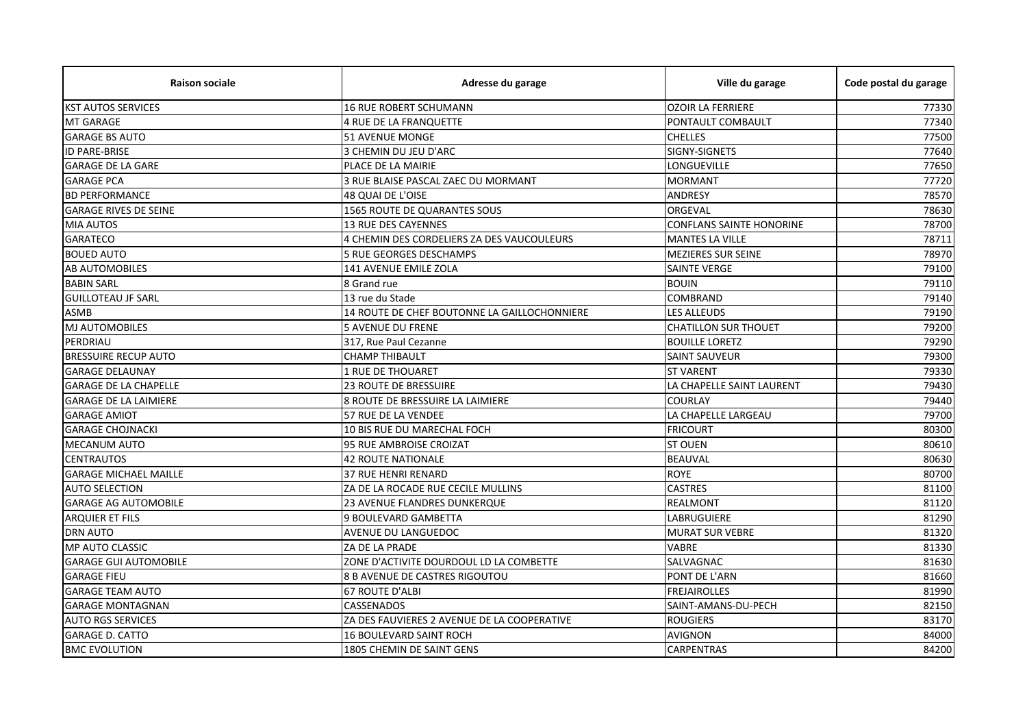| Raison sociale | Adresse du garage | Ville du garage | Code postal du garage |
|---|---|---|---|
| KST AUTOS SERVICES | 16 RUE ROBERT SCHUMANN | OZOIR LA FERRIERE | 77330 |
| MT GARAGE | 4 RUE DE LA FRANQUETTE | PONTAULT COMBAULT | 77340 |
| GARAGE BS AUTO | 51 AVENUE MONGE | CHELLES | 77500 |
| ID PARE-BRISE | 3 CHEMIN DU JEU D'ARC | SIGNY-SIGNETS | 77640 |
| GARAGE DE LA GARE | PLACE DE LA MAIRIE | LONGUEVILLE | 77650 |
| GARAGE PCA | 3 RUE BLAISE PASCAL ZAEC DU MORMANT | MORMANT | 77720 |
| BD PERFORMANCE | 48 QUAI DE L'OISE | ANDRESY | 78570 |
| GARAGE RIVES DE SEINE | 1565 ROUTE DE QUARANTES SOUS | ORGEVAL | 78630 |
| MIA AUTOS | 13 RUE DES CAYENNES | CONFLANS SAINTE HONORINE | 78700 |
| GARATECO | 4 CHEMIN DES CORDELIERS ZA DES VAUCOULEURS | MANTES LA VILLE | 78711 |
| BOUED AUTO | 5 RUE GEORGES DESCHAMPS | MEZIERES SUR SEINE | 78970 |
| AB AUTOMOBILES | 141 AVENUE EMILE ZOLA | SAINTE VERGE | 79100 |
| BABIN SARL | 8 Grand rue | BOUIN | 79110 |
| GUILLOTEAU JF SARL | 13 rue du Stade | COMBRAND | 79140 |
| ASMB | 14 ROUTE DE CHEF BOUTONNE LA GAILLOCHONNIERE | LES ALLEUDS | 79190 |
| MJ AUTOMOBILES | 5 AVENUE DU FRENE | CHATILLON SUR THOUET | 79200 |
| PERDRIAU | 317, Rue Paul Cezanne | BOUILLE LORETZ | 79290 |
| BRESSUIRE RECUP AUTO | CHAMP THIBAULT | SAINT SAUVEUR | 79300 |
| GARAGE DELAUNAY | 1 RUE DE THOUARET | ST VARENT | 79330 |
| GARAGE DE LA CHAPELLE | 23 ROUTE DE BRESSUIRE | LA CHAPELLE SAINT LAURENT | 79430 |
| GARAGE DE LA LAIMIERE | 8 ROUTE DE BRESSUIRE LA LAIMIERE | COURLAY | 79440 |
| GARAGE AMIOT | 57 RUE DE LA VENDEE | LA CHAPELLE LARGEAU | 79700 |
| GARAGE CHOJNACKI | 10 BIS RUE DU MARECHAL FOCH | FRICOURT | 80300 |
| MECANUM AUTO | 95 RUE AMBROISE CROIZAT | ST OUEN | 80610 |
| CENTRAUTOS | 42 ROUTE NATIONALE | BEAUVAL | 80630 |
| GARAGE MICHAEL MAILLE | 37 RUE HENRI RENARD | ROYE | 80700 |
| AUTO SELECTION | ZA DE LA ROCADE RUE CECILE MULLINS | CASTRES | 81100 |
| GARAGE AG AUTOMOBILE | 23 AVENUE FLANDRES DUNKERQUE | REALMONT | 81120 |
| ARQUIER ET FILS | 9 BOULEVARD GAMBETTA | LABRUGUIERE | 81290 |
| DRN AUTO | AVENUE DU LANGUEDOC | MURAT SUR VEBRE | 81320 |
| MP AUTO CLASSIC | ZA DE LA PRADE | VABRE | 81330 |
| GARAGE GUI AUTOMOBILE | ZONE D'ACTIVITE DOURDOUL LD LA COMBETTE | SALVAGNAC | 81630 |
| GARAGE FIEU | 8 B AVENUE DE CASTRES RIGOUTOU | PONT DE L'ARN | 81660 |
| GARAGE TEAM AUTO | 67 ROUTE D'ALBI | FREJAIROLLES | 81990 |
| GARAGE MONTAGNAN | CASSENADOS | SAINT-AMANS-DU-PECH | 82150 |
| AUTO RGS SERVICES | ZA DES FAUVIERES 2 AVENUE DE LA COOPERATIVE | ROUGIERS | 83170 |
| GARAGE D. CATTO | 16 BOULEVARD SAINT ROCH | AVIGNON | 84000 |
| BMC EVOLUTION | 1805 CHEMIN DE SAINT GENS | CARPENTRAS | 84200 |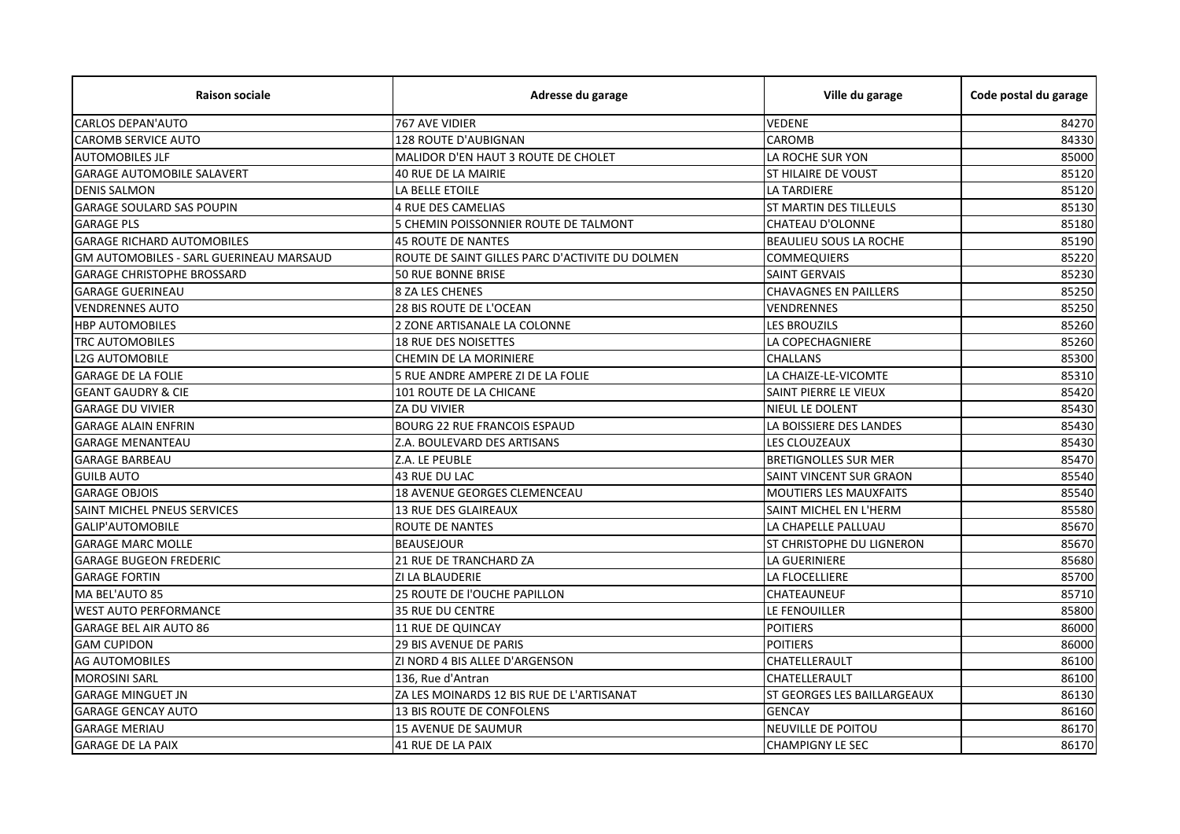| Raison sociale | Adresse du garage | Ville du garage | Code postal du garage |
|---|---|---|---|
| CARLOS DEPAN'AUTO | 767 AVE VIDIER | VEDENE | 84270 |
| CAROMB SERVICE AUTO | 128 ROUTE D'AUBIGNAN | CAROMB | 84330 |
| AUTOMOBILES JLF | MALIDOR D'EN HAUT 3 ROUTE DE CHOLET | LA ROCHE SUR YON | 85000 |
| GARAGE AUTOMOBILE SALAVERT | 40 RUE DE LA MAIRIE | ST HILAIRE DE VOUST | 85120 |
| DENIS SALMON | LA BELLE ETOILE | LA TARDIERE | 85120 |
| GARAGE SOULARD SAS POUPIN | 4 RUE DES CAMELIAS | ST MARTIN DES TILLEULS | 85130 |
| GARAGE PLS | 5 CHEMIN POISSONNIER ROUTE DE TALMONT | CHATEAU D'OLONNE | 85180 |
| GARAGE RICHARD AUTOMOBILES | 45 ROUTE DE NANTES | BEAULIEU SOUS LA ROCHE | 85190 |
| GM AUTOMOBILES - SARL GUERINEAU MARSAUD | ROUTE DE SAINT GILLES PARC D'ACTIVITE DU DOLMEN | COMMEQUIERS | 85220 |
| GARAGE CHRISTOPHE BROSSARD | 50 RUE BONNE BRISE | SAINT GERVAIS | 85230 |
| GARAGE GUERINEAU | 8 ZA LES CHENES | CHAVAGNES EN PAILLERS | 85250 |
| VENDRENNES AUTO | 28 BIS ROUTE DE L'OCEAN | VENDRENNES | 85250 |
| HBP AUTOMOBILES | 2 ZONE ARTISANALE LA COLONNE | LES BROUZILS | 85260 |
| TRC AUTOMOBILES | 18 RUE DES NOISETTES | LA COPECHAGNIERE | 85260 |
| L2G AUTOMOBILE | CHEMIN DE LA MORINIERE | CHALLANS | 85300 |
| GARAGE DE LA FOLIE | 5 RUE ANDRE AMPERE ZI DE LA FOLIE | LA CHAIZE-LE-VICOMTE | 85310 |
| GEANT GAUDRY & CIE | 101 ROUTE DE LA CHICANE | SAINT PIERRE LE VIEUX | 85420 |
| GARAGE DU VIVIER | ZA DU VIVIER | NIEUL LE DOLENT | 85430 |
| GARAGE ALAIN ENFRIN | BOURG 22 RUE FRANCOIS ESPAUD | LA BOISSIERE DES LANDES | 85430 |
| GARAGE MENANTEAU | Z.A. BOULEVARD DES ARTISANS | LES CLOUZEAUX | 85430 |
| GARAGE BARBEAU | Z.A. LE PEUBLE | BRETIGNOLLES SUR MER | 85470 |
| GUILB AUTO | 43 RUE DU LAC | SAINT VINCENT SUR GRAON | 85540 |
| GARAGE OBJOIS | 18 AVENUE GEORGES CLEMENCEAU | MOUTIERS LES MAUXFAITS | 85540 |
| SAINT MICHEL PNEUS SERVICES | 13 RUE DES GLAIREAUX | SAINT MICHEL EN L'HERM | 85580 |
| GALIP'AUTOMOBILE | ROUTE DE NANTES | LA CHAPELLE PALLUAU | 85670 |
| GARAGE MARC MOLLE | BEAUSEJOUR | ST CHRISTOPHE DU LIGNERON | 85670 |
| GARAGE BUGEON FREDERIC | 21 RUE DE TRANCHARD ZA | LA GUERINIERE | 85680 |
| GARAGE FORTIN | ZI LA BLAUDERIE | LA FLOCELLIERE | 85700 |
| MA BEL'AUTO 85 | 25 ROUTE DE l'OUCHE PAPILLON | CHATEAUNEUF | 85710 |
| WEST AUTO PERFORMANCE | 35 RUE DU CENTRE | LE FENOUILLER | 85800 |
| GARAGE BEL AIR AUTO 86 | 11 RUE DE QUINCAY | POITIERS | 86000 |
| GAM CUPIDON | 29 BIS AVENUE DE PARIS | POITIERS | 86000 |
| AG AUTOMOBILES | ZI NORD 4 BIS ALLEE D'ARGENSON | CHATELLERAULT | 86100 |
| MOROSINI SARL | 136, Rue d'Antran | CHATELLERAULT | 86100 |
| GARAGE MINGUET JN | ZA LES MOINARDS 12 BIS RUE DE L'ARTISANAT | ST GEORGES LES BAILLARGEAUX | 86130 |
| GARAGE GENCAY AUTO | 13 BIS ROUTE DE CONFOLENS | GENCAY | 86160 |
| GARAGE MERIAU | 15 AVENUE DE SAUMUR | NEUVILLE DE POITOU | 86170 |
| GARAGE DE LA PAIX | 41 RUE DE LA PAIX | CHAMPIGNY LE SEC | 86170 |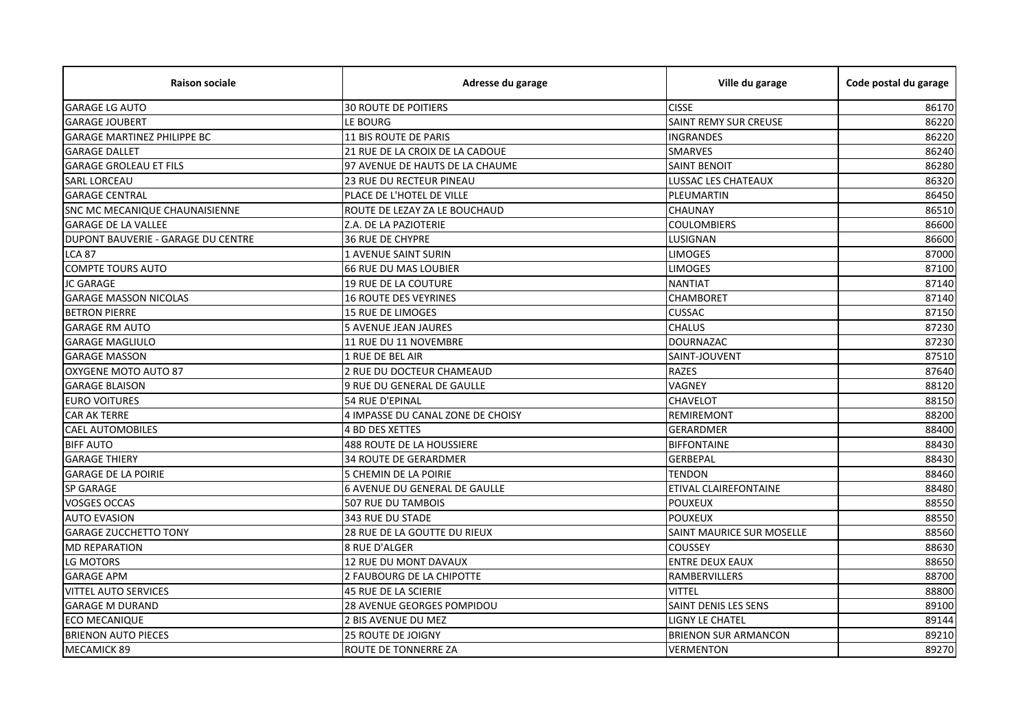| Raison sociale | Adresse du garage | Ville du garage | Code postal du garage |
|---|---|---|---|
| GARAGE LG AUTO | 30 ROUTE DE POITIERS | CISSE | 86170 |
| GARAGE JOUBERT | LE BOURG | SAINT REMY SUR CREUSE | 86220 |
| GARAGE MARTINEZ PHILIPPE BC | 11 BIS ROUTE DE PARIS | INGRANDES | 86220 |
| GARAGE DALLET | 21 RUE DE LA CROIX DE LA CADOUE | SMARVES | 86240 |
| GARAGE GROLEAU ET FILS | 97 AVENUE DE HAUTS DE LA CHAUME | SAINT BENOIT | 86280 |
| SARL LORCEAU | 23 RUE DU RECTEUR PINEAU | LUSSAC LES CHATEAUX | 86320 |
| GARAGE CENTRAL | PLACE DE L'HOTEL DE VILLE | PLEUMARTIN | 86450 |
| SNC MC MECANIQUE CHAUNAISIENNE | ROUTE DE LEZAY ZA LE BOUCHAUD | CHAUNAY | 86510 |
| GARAGE DE LA VALLEE | Z.A. DE LA PAZIOTERIE | COULOMBIERS | 86600 |
| DUPONT BAUVERIE - GARAGE DU CENTRE | 36 RUE DE CHYPRE | LUSIGNAN | 86600 |
| LCA 87 | 1 AVENUE SAINT SURIN | LIMOGES | 87000 |
| COMPTE TOURS AUTO | 66 RUE DU MAS LOUBIER | LIMOGES | 87100 |
| JC GARAGE | 19 RUE DE LA COUTURE | NANTIAT | 87140 |
| GARAGE MASSON NICOLAS | 16 ROUTE DES VEYRINES | CHAMBORET | 87140 |
| BETRON PIERRE | 15 RUE DE LIMOGES | CUSSAC | 87150 |
| GARAGE RM AUTO | 5 AVENUE JEAN JAURES | CHALUS | 87230 |
| GARAGE MAGLIULO | 11 RUE DU 11 NOVEMBRE | DOURNAZAC | 87230 |
| GARAGE MASSON | 1 RUE DE BEL AIR | SAINT-JOUVENT | 87510 |
| OXYGENE MOTO AUTO 87 | 2 RUE DU DOCTEUR CHAMEAUD | RAZES | 87640 |
| GARAGE BLAISON | 9 RUE DU GENERAL DE GAULLE | VAGNEY | 88120 |
| EURO VOITURES | 54 RUE D'EPINAL | CHAVELOT | 88150 |
| CAR AK TERRE | 4 IMPASSE DU CANAL ZONE DE CHOISY | REMIREMONT | 88200 |
| CAEL AUTOMOBILES | 4 BD DES XETTES | GERARDMER | 88400 |
| BIFF AUTO | 488 ROUTE DE LA HOUSSIERE | BIFFONTAINE | 88430 |
| GARAGE THIERY | 34 ROUTE DE GERARDMER | GERBEPAL | 88430 |
| GARAGE DE LA POIRIE | 5 CHEMIN DE LA POIRIE | TENDON | 88460 |
| SP GARAGE | 6 AVENUE DU GENERAL DE GAULLE | ETIVAL CLAIREFONTAINE | 88480 |
| VOSGES OCCAS | 507 RUE DU TAMBOIS | POUXEUX | 88550 |
| AUTO EVASION | 343 RUE DU STADE | POUXEUX | 88550 |
| GARAGE ZUCCHETTO TONY | 28 RUE DE LA GOUTTE DU RIEUX | SAINT MAURICE SUR MOSELLE | 88560 |
| MD REPARATION | 8 RUE D'ALGER | COUSSEY | 88630 |
| LG MOTORS | 12 RUE DU MONT DAVAUX | ENTRE DEUX EAUX | 88650 |
| GARAGE APM | 2 FAUBOURG DE LA CHIPOTTE | RAMBERVILLERS | 88700 |
| VITTEL AUTO SERVICES | 45 RUE DE LA SCIERIE | VITTEL | 88800 |
| GARAGE M DURAND | 28 AVENUE GEORGES POMPIDOU | SAINT DENIS LES SENS | 89100 |
| ECO MECANIQUE | 2 BIS AVENUE DU MEZ | LIGNY LE CHATEL | 89144 |
| BRIENON AUTO PIECES | 25 ROUTE DE JOIGNY | BRIENON SUR ARMANCON | 89210 |
| MECAMICK 89 | ROUTE DE TONNERRE ZA | VERMENTON | 89270 |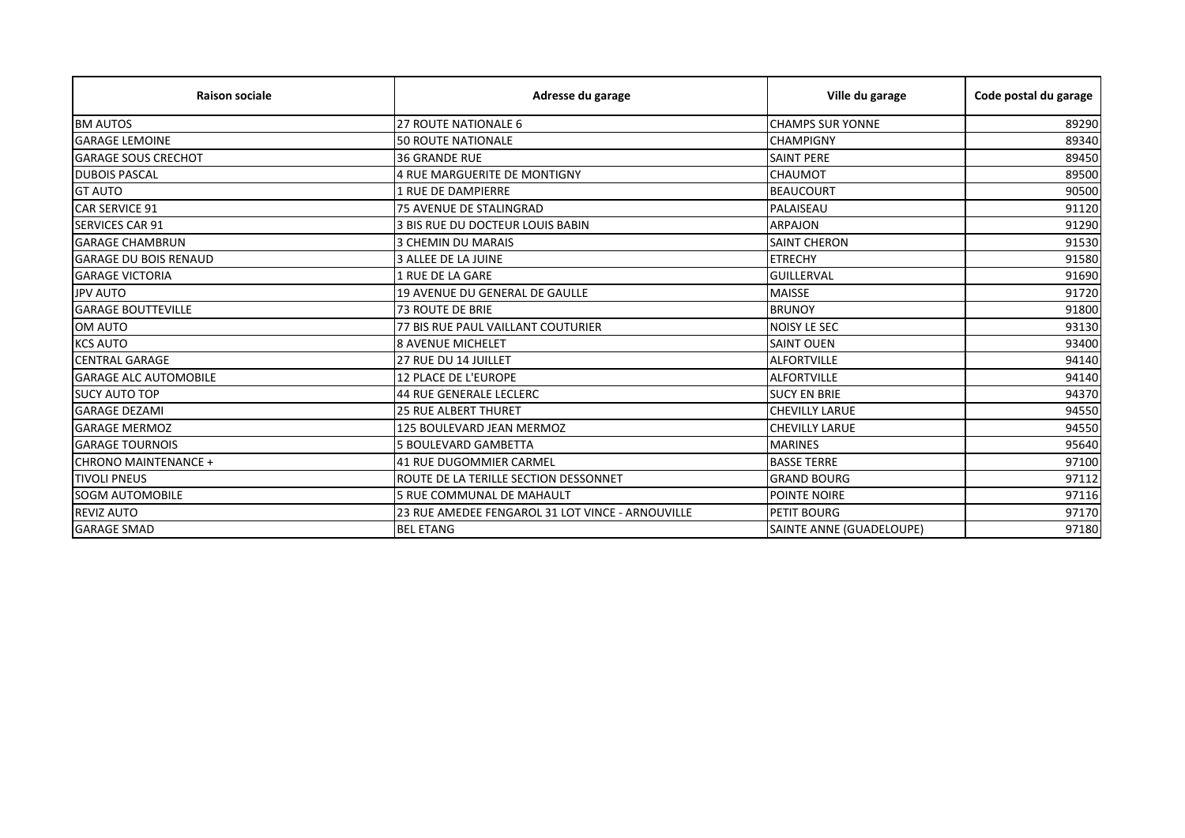| Raison sociale | Adresse du garage | Ville du garage | Code postal du garage |
|---|---|---|---|
| BM AUTOS | 27 ROUTE NATIONALE 6 | CHAMPS SUR YONNE | 89290 |
| GARAGE LEMOINE | 50 ROUTE NATIONALE | CHAMPIGNY | 89340 |
| GARAGE SOUS CRECHOT | 36 GRANDE RUE | SAINT PERE | 89450 |
| DUBOIS PASCAL | 4 RUE MARGUERITE DE MONTIGNY | CHAUMOT | 89500 |
| GT AUTO | 1 RUE DE DAMPIERRE | BEAUCOURT | 90500 |
| CAR SERVICE 91 | 75 AVENUE DE STALINGRAD | PALAISEAU | 91120 |
| SERVICES CAR 91 | 3 BIS RUE DU DOCTEUR LOUIS BABIN | ARPAJON | 91290 |
| GARAGE CHAMBRUN | 3 CHEMIN DU MARAIS | SAINT CHERON | 91530 |
| GARAGE DU BOIS RENAUD | 3 ALLEE DE LA JUINE | ETRECHY | 91580 |
| GARAGE VICTORIA | 1 RUE DE LA GARE | GUILLERVAL | 91690 |
| JPV AUTO | 19 AVENUE DU GENERAL DE GAULLE | MAISSE | 91720 |
| GARAGE BOUTTEVILLE | 73 ROUTE DE BRIE | BRUNOY | 91800 |
| OM AUTO | 77 BIS RUE PAUL VAILLANT COUTURIER | NOISY LE SEC | 93130 |
| KCS AUTO | 8 AVENUE MICHELET | SAINT OUEN | 93400 |
| CENTRAL GARAGE | 27 RUE DU 14 JUILLET | ALFORTVILLE | 94140 |
| GARAGE ALC AUTOMOBILE | 12 PLACE DE L'EUROPE | ALFORTVILLE | 94140 |
| SUCY AUTO TOP | 44 RUE GENERALE LECLERC | SUCY EN BRIE | 94370 |
| GARAGE DEZAMI | 25 RUE ALBERT THURET | CHEVILLY LARUE | 94550 |
| GARAGE MERMOZ | 125 BOULEVARD JEAN MERMOZ | CHEVILLY LARUE | 94550 |
| GARAGE TOURNOIS | 5 BOULEVARD GAMBETTA | MARINES | 95640 |
| CHRONO MAINTENANCE + | 41 RUE DUGOMMIER CARMEL | BASSE TERRE | 97100 |
| TIVOLI PNEUS | ROUTE DE LA TERILLE SECTION DESSONNET | GRAND BOURG | 97112 |
| SOGM AUTOMOBILE | 5 RUE COMMUNAL DE MAHAULT | POINTE NOIRE | 97116 |
| REVIZ AUTO | 23 RUE AMEDEE FENGAROL 31 LOT VINCE - ARNOUVILLE | PETIT BOURG | 97170 |
| GARAGE SMAD | BEL ETANG | SAINTE ANNE (GUADELOUPE) | 97180 |